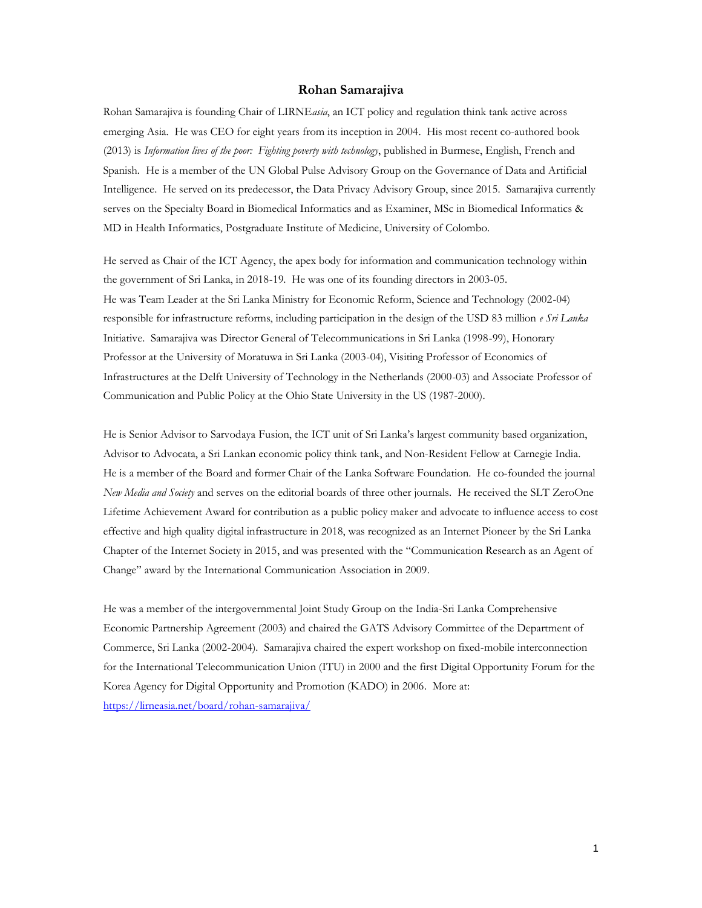# Rohan Samarajiva

Rohan Samarajiva is founding Chair of LIRNE*asia*, an ICT policy and regulation think tank active across emerging Asia. He was CEO for eight years from its inception in 2004. His most recent co-authored book (2013) is *Information lives of the poor: Fighting poverty with technology*, published in Burmese, English, French and Spanish. He is a member of the UN Global Pulse Advisory Group on the Governance of Data and Artificial Intelligence. He served on its predecessor, the Data Privacy Advisory Group, since 2015. Samarajiva currently serves on the Specialty Board in Biomedical Informatics and as Examiner, MSc in Biomedical Informatics & MD in Health Informatics, Postgraduate Institute of Medicine, University of Colombo.

He served as Chair of the ICT Agency, the apex body for information and communication technology within the government of Sri Lanka, in 2018-19. He was one of its founding directors in 2003-05. He was Team Leader at the Sri Lanka Ministry for Economic Reform, Science and Technology (2002-04) responsible for infrastructure reforms, including participation in the design of the USD 83 million *e Sri Lanka* Initiative. Samarajiva was Director General of Telecommunications in Sri Lanka (1998-99), Honorary Professor at the University of Moratuwa in Sri Lanka (2003-04), Visiting Professor of Economics of Infrastructures at the Delft University of Technology in the Netherlands (2000-03) and Associate Professor of Communication and Public Policy at the Ohio State University in the US (1987-2000).

He is Senior Advisor to Sarvodaya Fusion, the ICT unit of Sri Lanka's largest community based organization, Advisor to Advocata, a Sri Lankan economic policy think tank, and Non-Resident Fellow at Carnegie India. He is a member of the Board and former Chair of the Lanka Software Foundation. He co-founded the journal *New Media and Society* and serves on the editorial boards of three other journals. He received the SLT ZeroOne Lifetime Achievement Award for contribution as a public policy maker and advocate to influence access to cost effective and high quality digital infrastructure in 2018, was recognized as an Internet Pioneer by the Sri Lanka Chapter of the Internet Society in 2015, and was presented with the "Communication Research as an Agent of Change" award by the International Communication Association in 2009.

He was a member of the intergovernmental Joint Study Group on the India-Sri Lanka Comprehensive Economic Partnership Agreement (2003) and chaired the GATS Advisory Committee of the Department of Commerce, Sri Lanka (2002-2004). Samarajiva chaired the expert workshop on fixed-mobile interconnection for the International Telecommunication Union (ITU) in 2000 and the first Digital Opportunity Forum for the Korea Agency for Digital Opportunity and Promotion (KADO) in 2006. More at: https://lirneasia.net/board/rohan-samarajiva/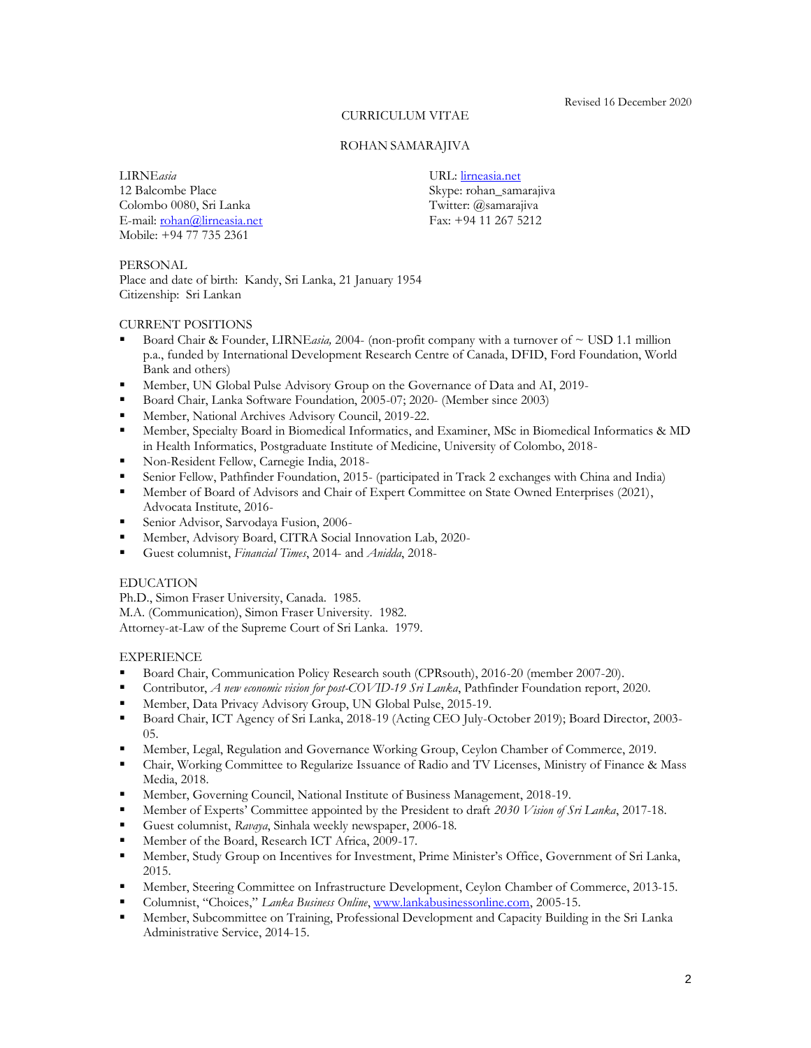Revised 16 December 2020

# CURRICULUM VITAE

## ROHAN SAMARAJIVA

LIRNE*asia*
12 Balcombe Place
Colombo 0080, Sri Lanka
E-mail: rohan@lirneasia.net
Mobile: +94 77 735 2361

URL: lirneasia.net
Skype: rohan_samarajiva
Twitter: @samarajiva
Fax: +94 11 267 5212

### PERSONAL

Place and date of birth: Kandy, Sri Lanka, 21 January 1954
Citizenship: Sri Lankan

### CURRENT POSITIONS

- Board Chair & Founder, LIRNE*asia,* 2004- (non-profit company with a turnover of ~ USD 1.1 million p.a., funded by International Development Research Centre of Canada, DFID, Ford Foundation, World Bank and others)
- Member, UN Global Pulse Advisory Group on the Governance of Data and AI, 2019-
- Board Chair, Lanka Software Foundation, 2005-07; 2020- (Member since 2003)
- Member, National Archives Advisory Council, 2019-22.
- Member, Specialty Board in Biomedical Informatics, and Examiner, MSc in Biomedical Informatics & MD in Health Informatics, Postgraduate Institute of Medicine, University of Colombo, 2018-
- Non-Resident Fellow, Carnegie India, 2018-
- Senior Fellow, Pathfinder Foundation, 2015- (participated in Track 2 exchanges with China and India)
- Member of Board of Advisors and Chair of Expert Committee on State Owned Enterprises (2021), Advocata Institute, 2016-
- Senior Advisor, Sarvodaya Fusion, 2006-
- Member, Advisory Board, CITRA Social Innovation Lab, 2020-
- Guest columnist, *Financial Times*, 2014- and *Anidda*, 2018-

### EDUCATION

Ph.D., Simon Fraser University, Canada. 1985.
M.A. (Communication), Simon Fraser University. 1982.
Attorney-at-Law of the Supreme Court of Sri Lanka. 1979.

### EXPERIENCE

- Board Chair, Communication Policy Research south (CPRsouth), 2016-20 (member 2007-20).
- Contributor, *A new economic vision for post-COVID-19 Sri Lanka*, Pathfinder Foundation report, 2020.
- Member, Data Privacy Advisory Group, UN Global Pulse, 2015-19.
- Board Chair, ICT Agency of Sri Lanka, 2018-19 (Acting CEO July-October 2019); Board Director, 2003-05.
- Member, Legal, Regulation and Governance Working Group, Ceylon Chamber of Commerce, 2019.
- Chair, Working Committee to Regularize Issuance of Radio and TV Licenses, Ministry of Finance & Mass Media, 2018.
- Member, Governing Council, National Institute of Business Management, 2018-19.
- Member of Experts' Committee appointed by the President to draft *2030 Vision of Sri Lanka*, 2017-18.
- Guest columnist, *Ravaya*, Sinhala weekly newspaper, 2006-18.
- Member of the Board, Research ICT Africa, 2009-17.
- Member, Study Group on Incentives for Investment, Prime Minister's Office, Government of Sri Lanka, 2015.
- Member, Steering Committee on Infrastructure Development, Ceylon Chamber of Commerce, 2013-15.
- Columnist, "Choices," *Lanka Business Online*, www.lankabusinessonline.com, 2005-15.
- Member, Subcommittee on Training, Professional Development and Capacity Building in the Sri Lanka Administrative Service, 2014-15.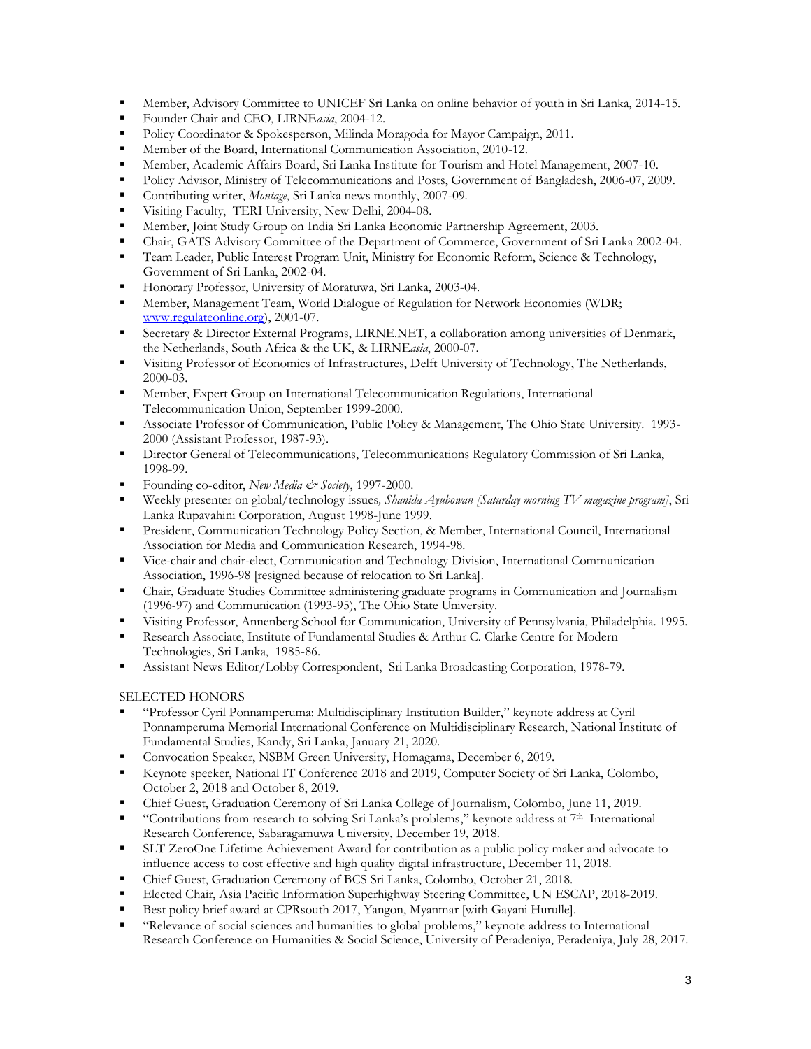- Member, Advisory Committee to UNICEF Sri Lanka on online behavior of youth in Sri Lanka, 2014-15.
- Founder Chair and CEO, LIRNE*asia*, 2004-12.
- Policy Coordinator & Spokesperson, Milinda Moragoda for Mayor Campaign, 2011.
- Member of the Board, International Communication Association, 2010-12.
- Member, Academic Affairs Board, Sri Lanka Institute for Tourism and Hotel Management, 2007-10.
- Policy Advisor, Ministry of Telecommunications and Posts, Government of Bangladesh, 2006-07, 2009.
- Contributing writer, *Montage*, Sri Lanka news monthly, 2007-09.
- Visiting Faculty, TERI University, New Delhi, 2004-08.
- Member, Joint Study Group on India Sri Lanka Economic Partnership Agreement, 2003.
- Chair, GATS Advisory Committee of the Department of Commerce, Government of Sri Lanka 2002-04.
- Team Leader, Public Interest Program Unit, Ministry for Economic Reform, Science & Technology, Government of Sri Lanka, 2002-04.
- Honorary Professor, University of Moratuwa, Sri Lanka, 2003-04.
- Member, Management Team, World Dialogue of Regulation for Network Economies (WDR; www.regulateonline.org), 2001-07.
- Secretary & Director External Programs, LIRNE.NET, a collaboration among universities of Denmark, the Netherlands, South Africa & the UK, & LIRNE*asia*, 2000-07.
- Visiting Professor of Economics of Infrastructures, Delft University of Technology, The Netherlands, 2000-03.
- Member, Expert Group on International Telecommunication Regulations, International Telecommunication Union, September 1999-2000.
- Associate Professor of Communication, Public Policy & Management, The Ohio State University. 1993-2000 (Assistant Professor, 1987-93).
- Director General of Telecommunications, Telecommunications Regulatory Commission of Sri Lanka, 1998-99.
- Founding co-editor, *New Media & Society*, 1997-2000.
- Weekly presenter on global/technology issues*, Shanida Ayubowan [Saturday morning TV magazine program]*, Sri Lanka Rupavahini Corporation, August 1998-June 1999.
- President, Communication Technology Policy Section, & Member, International Council, International Association for Media and Communication Research, 1994-98.
- Vice-chair and chair-elect, Communication and Technology Division, International Communication Association, 1996-98 [resigned because of relocation to Sri Lanka].
- Chair, Graduate Studies Committee administering graduate programs in Communication and Journalism (1996-97) and Communication (1993-95), The Ohio State University.
- Visiting Professor, Annenberg School for Communication, University of Pennsylvania, Philadelphia. 1995.
- Research Associate, Institute of Fundamental Studies & Arthur C. Clarke Centre for Modern Technologies, Sri Lanka, 1985-86.
- Assistant News Editor/Lobby Correspondent, Sri Lanka Broadcasting Corporation, 1978-79.

SELECTED HONORS

- "Professor Cyril Ponnamperuma: Multidisciplinary Institution Builder," keynote address at Cyril Ponnamperuma Memorial International Conference on Multidisciplinary Research, National Institute of Fundamental Studies, Kandy, Sri Lanka, January 21, 2020.
- Convocation Speaker, NSBM Green University, Homagama, December 6, 2019.
- Keynote speeker, National IT Conference 2018 and 2019, Computer Society of Sri Lanka, Colombo, October 2, 2018 and October 8, 2019.
- Chief Guest, Graduation Ceremony of Sri Lanka College of Journalism, Colombo, June 11, 2019.
- "Contributions from research to solving Sri Lanka's problems," keynote address at 7th International Research Conference, Sabaragamuwa University, December 19, 2018.
- SLT ZeroOne Lifetime Achievement Award for contribution as a public policy maker and advocate to influence access to cost effective and high quality digital infrastructure, December 11, 2018.
- Chief Guest, Graduation Ceremony of BCS Sri Lanka, Colombo, October 21, 2018.
- Elected Chair, Asia Pacific Information Superhighway Steering Committee, UN ESCAP, 2018-2019.
- Best policy brief award at CPRsouth 2017, Yangon, Myanmar [with Gayani Hurulle].
- "Relevance of social sciences and humanities to global problems," keynote address to International Research Conference on Humanities & Social Science, University of Peradeniya, Peradeniya, July 28, 2017.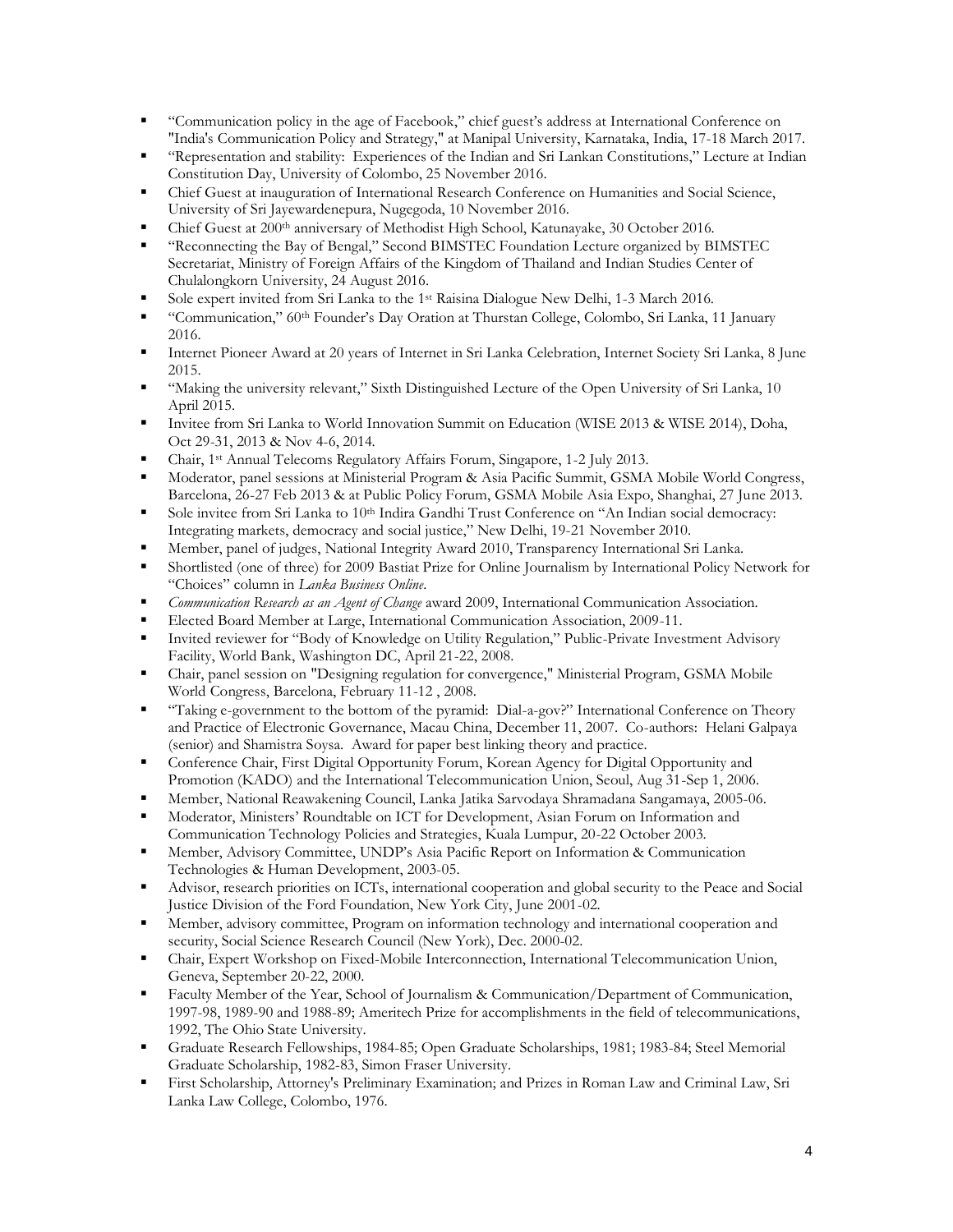- "Communication policy in the age of Facebook," chief guest's address at International Conference on "India's Communication Policy and Strategy," at Manipal University, Karnataka, India, 17-18 March 2017.
- "Representation and stability: Experiences of the Indian and Sri Lankan Constitutions," Lecture at Indian Constitution Day, University of Colombo, 25 November 2016.
- Chief Guest at inauguration of International Research Conference on Humanities and Social Science, University of Sri Jayewardenepura, Nugegoda, 10 November 2016.
- Chief Guest at 200th anniversary of Methodist High School, Katunayake, 30 October 2016.
- "Reconnecting the Bay of Bengal," Second BIMSTEC Foundation Lecture organized by BIMSTEC Secretariat, Ministry of Foreign Affairs of the Kingdom of Thailand and Indian Studies Center of Chulalongkorn University, 24 August 2016.
- Sole expert invited from Sri Lanka to the 1st Raisina Dialogue New Delhi, 1-3 March 2016.
- "Communication," 60th Founder's Day Oration at Thurstan College, Colombo, Sri Lanka, 11 January 2016.
- Internet Pioneer Award at 20 years of Internet in Sri Lanka Celebration, Internet Society Sri Lanka, 8 June 2015.
- "Making the university relevant," Sixth Distinguished Lecture of the Open University of Sri Lanka, 10 April 2015.
- Invitee from Sri Lanka to World Innovation Summit on Education (WISE 2013 & WISE 2014), Doha, Oct 29-31, 2013 & Nov 4-6, 2014.
- Chair, 1st Annual Telecoms Regulatory Affairs Forum, Singapore, 1-2 July 2013.
- Moderator, panel sessions at Ministerial Program & Asia Pacific Summit, GSMA Mobile World Congress, Barcelona, 26-27 Feb 2013 & at Public Policy Forum, GSMA Mobile Asia Expo, Shanghai, 27 June 2013.
- Sole invitee from Sri Lanka to 10th Indira Gandhi Trust Conference on "An Indian social democracy: Integrating markets, democracy and social justice," New Delhi, 19-21 November 2010.
- Member, panel of judges, National Integrity Award 2010, Transparency International Sri Lanka.
- Shortlisted (one of three) for 2009 Bastiat Prize for Online Journalism by International Policy Network for "Choices" column in *Lanka Business Online*.
- *Communication Research as an Agent of Change* award 2009, International Communication Association.
- Elected Board Member at Large, International Communication Association, 2009-11.
- Invited reviewer for "Body of Knowledge on Utility Regulation," Public-Private Investment Advisory Facility, World Bank, Washington DC, April 21-22, 2008.
- Chair, panel session on "Designing regulation for convergence," Ministerial Program, GSMA Mobile World Congress, Barcelona, February 11-12 , 2008.
- "Taking e-government to the bottom of the pyramid: Dial-a-gov?" International Conference on Theory and Practice of Electronic Governance, Macau China, December 11, 2007. Co-authors: Helani Galpaya (senior) and Shamistra Soysa. Award for paper best linking theory and practice.
- Conference Chair, First Digital Opportunity Forum, Korean Agency for Digital Opportunity and Promotion (KADO) and the International Telecommunication Union, Seoul, Aug 31-Sep 1, 2006.
- Member, National Reawakening Council, Lanka Jatika Sarvodaya Shramadana Sangamaya, 2005-06.
- Moderator, Ministers' Roundtable on ICT for Development, Asian Forum on Information and Communication Technology Policies and Strategies, Kuala Lumpur, 20-22 October 2003.
- Member, Advisory Committee, UNDP's Asia Pacific Report on Information & Communication Technologies & Human Development, 2003-05.
- Advisor, research priorities on ICTs, international cooperation and global security to the Peace and Social Justice Division of the Ford Foundation, New York City, June 2001-02.
- Member, advisory committee, Program on information technology and international cooperation and security, Social Science Research Council (New York), Dec. 2000-02.
- Chair, Expert Workshop on Fixed-Mobile Interconnection, International Telecommunication Union, Geneva, September 20-22, 2000.
- Faculty Member of the Year, School of Journalism & Communication/Department of Communication, 1997-98, 1989-90 and 1988-89; Ameritech Prize for accomplishments in the field of telecommunications, 1992, The Ohio State University.
- Graduate Research Fellowships, 1984-85; Open Graduate Scholarships, 1981; 1983-84; Steel Memorial Graduate Scholarship, 1982-83, Simon Fraser University.
- First Scholarship, Attorney's Preliminary Examination; and Prizes in Roman Law and Criminal Law, Sri Lanka Law College, Colombo, 1976.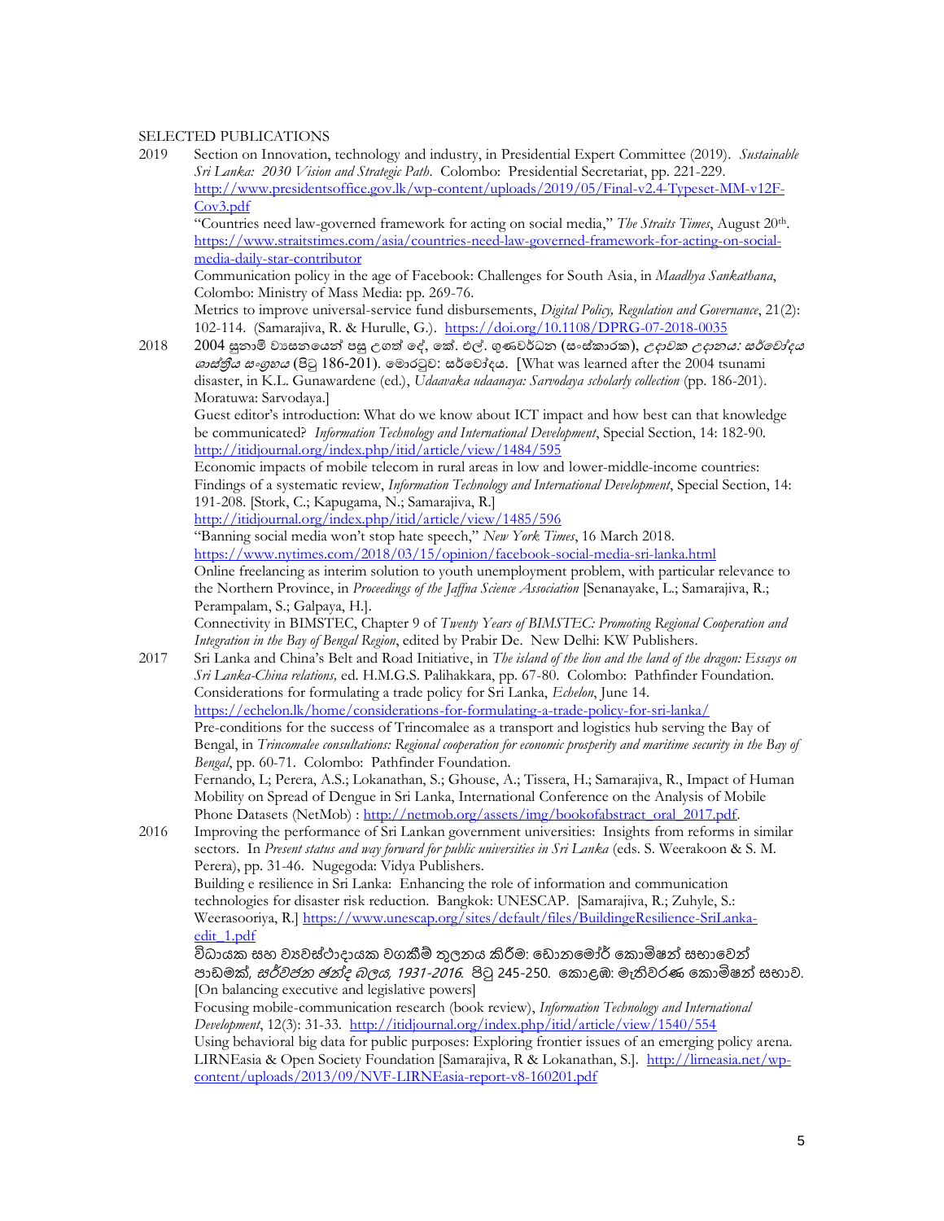SELECTED PUBLICATIONS

2019 Section on Innovation, technology and industry, in Presidential Expert Committee (2019). *Sustainable Sri Lanka: 2030 Vision and Strategic Path*. Colombo: Presidential Secretariat, pp. 221-229. http://www.presidentsoffice.gov.lk/wp-content/uploads/2019/05/Final-v2.4-Typeset-MM-v12F-Cov3.pdf

"Countries need law-governed framework for acting on social media," *The Straits Times*, August 20th. https://www.straitstimes.com/asia/countries-need-law-governed-framework-for-acting-on-social-media-daily-star-contributor

Communication policy in the age of Facebook: Challenges for South Asia, in *Maadhya Sankathana*, Colombo: Ministry of Mass Media: pp. 269-76.

Metrics to improve universal-service fund disbursements, *Digital Policy, Regulation and Governance*, 21(2): 102-114. (Samarajiva, R. & Hurulle, G.). https://doi.org/10.1108/DPRG-07-2018-0035

2018 2004 සුනාමි ව්‍යසනයෙන් පසු උගත් දේ, කේ. එල්. ගුණවර්ධන (සංස්කාරක), *උදාවක උදානය: සර්වෝදය ශාස්ත්‍රීය සංග්‍රහය* (පිටු 186-201). මොරටුව: සර්වෝදය. [What was learned after the 2004 tsunami disaster, in K.L. Gunawardene (ed.), *Udaavaka udaanaya: Sarvodaya scholarly collection* (pp. 186-201). Moratuwa: Sarvodaya.]

Guest editor's introduction: What do we know about ICT impact and how best can that knowledge be communicated? *Information Technology and International Development*, Special Section, 14: 182-90. http://itidjournal.org/index.php/itid/article/view/1484/595

Economic impacts of mobile telecom in rural areas in low and lower-middle-income countries: Findings of a systematic review, *Information Technology and International Development*, Special Section, 14: 191-208. [Stork, C.; Kapugama, N.; Samarajiva, R.] http://itidjournal.org/index.php/itid/article/view/1485/596

"Banning social media won't stop hate speech," *New York Times*, 16 March 2018. https://www.nytimes.com/2018/03/15/opinion/facebook-social-media-sri-lanka.html

Online freelancing as interim solution to youth unemployment problem, with particular relevance to the Northern Province, in *Proceedings of the Jaffna Science Association* [Senanayake, L.; Samarajiva, R.; Perampalam, S.; Galpaya, H.].

Connectivity in BIMSTEC, Chapter 9 of *Twenty Years of BIMSTEC: Promoting Regional Cooperation and Integration in the Bay of Bengal Region*, edited by Prabir De. New Delhi: KW Publishers.

2017 Sri Lanka and China's Belt and Road Initiative, in *The island of the lion and the land of the dragon: Essays on Sri Lanka-China relations,* ed. H.M.G.S. Palihakkara, pp. 67-80. Colombo: Pathfinder Foundation.

Considerations for formulating a trade policy for Sri Lanka, *Echelon*, June 14. https://echelon.lk/home/considerations-for-formulating-a-trade-policy-for-sri-lanka/

Pre-conditions for the success of Trincomalee as a transport and logistics hub serving the Bay of Bengal, in *Trincomalee consultations: Regional cooperation for economic prosperity and maritime security in the Bay of Bengal*, pp. 60-71. Colombo: Pathfinder Foundation.

Fernando, L; Perera, A.S.; Lokanathan, S.; Ghouse, A.; Tissera, H.; Samarajiva, R., Impact of Human Mobility on Spread of Dengue in Sri Lanka, International Conference on the Analysis of Mobile Phone Datasets (NetMob) : http://netmob.org/assets/img/bookofabstract_oral_2017.pdf.

2016 Improving the performance of Sri Lankan government universities: Insights from reforms in similar sectors. In *Present status and way forward for public universities in Sri Lanka* (eds. S. Weerakoon & S. M. Perera), pp. 31-46. Nugegoda: Vidya Publishers.

Building e resilience in Sri Lanka: Enhancing the role of information and communication technologies for disaster risk reduction. Bangkok: UNESCAP. [Samarajiva, R.; Zuhyle, S.: Weerasooriya, R.] https://www.unescap.org/sites/default/files/BuildingeResilience-SriLanka-edit_1.pdf

විධායක සහ ව්‍යවස්ථාදායක වගකීම් තුලනය කිරීම: ඩොනමෝර් කොමිෂන් සභාවෙන් පාඩමක්, *සර්වජන ඡන්ද බලය, 1931-2016.* පිටු 245-250. කොළඹ: මැතිවරණ කොමිෂන් සභාව. [On balancing executive and legislative powers]

Focusing mobile-communication research (book review), *Information Technology and International Development*, 12(3): 31-33. http://itidjournal.org/index.php/itid/article/view/1540/554

Using behavioral big data for public purposes: Exploring frontier issues of an emerging policy arena. LIRNEasia & Open Society Foundation [Samarajiva, R & Lokanathan, S.]. http://lirneasia.net/wp-content/uploads/2013/09/NVF-LIRNEasia-report-v8-160201.pdf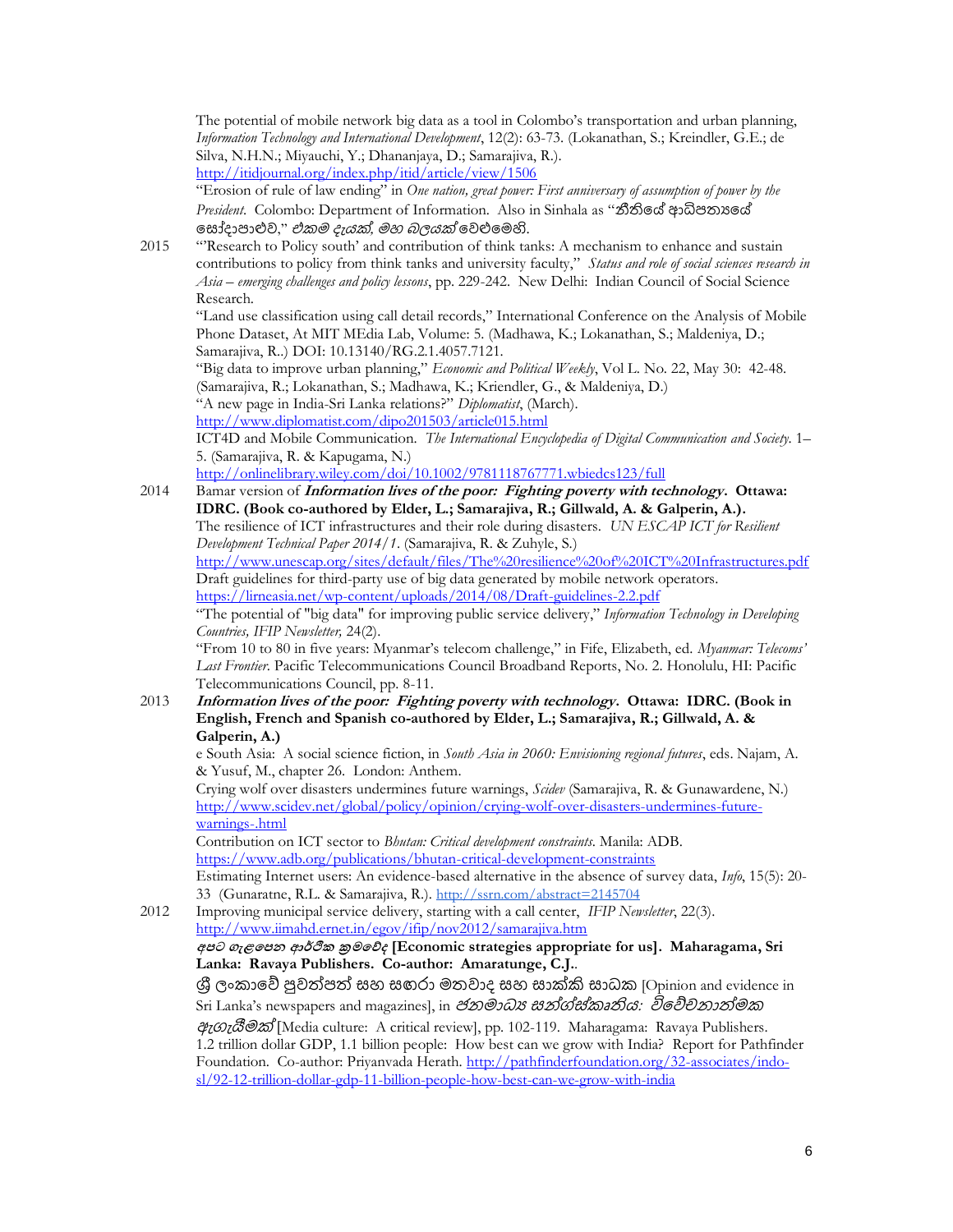The potential of mobile network big data as a tool in Colombo's transportation and urban planning, *Information Technology and International Development*, 12(2): 63-73. (Lokanathan, S.; Kreindler, G.E.; de Silva, N.H.N.; Miyauchi, Y.; Dhananjaya, D.; Samarajiva, R.). http://itidjournal.org/index.php/itid/article/view/1506

"Erosion of rule of law ending" in *One nation, great power: First anniversary of assumption of power by the President*. Colombo: Department of Information. Also in Sinhala as "නීතියේ ආධිපත්‍යයේ ඛාදනය නැවතීම," *එකම දැයක්, මහ බලයක් වෙළුමෙහි.*

2015 "'Research to Policy south' and contribution of think tanks: A mechanism to enhance and sustain contributions to policy from think tanks and university faculty," *Status and role of social sciences research in Asia – emerging challenges and policy lessons*, pp. 229-242. New Delhi: Indian Council of Social Science Research.

"Land use classification using call detail records," International Conference on the Analysis of Mobile Phone Dataset, At MIT MEdia Lab, Volume: 5. (Madhawa, K.; Lokanathan, S.; Maldeniya, D.; Samarajiva, R..) DOI: 10.13140/RG.2.1.4057.7121.

"Big data to improve urban planning," *Economic and Political Weekly*, Vol L. No. 22, May 30: 42-48. (Samarajiva, R.; Lokanathan, S.; Madhawa, K.; Kriendler, G., & Maldeniya, D.)

"A new page in India-Sri Lanka relations?" *Diplomatist*, (March). http://www.diplomatist.com/dipo201503/article015.html

ICT4D and Mobile Communication. *The International Encyclopedia of Digital Communication and Society*. 1–5. (Samarajiva, R. & Kapugama, N.) http://onlinelibrary.wiley.com/doi/10.1002/9781118767771.wbiedcs123/full

2014 Bamar version of ***Information lives of the poor: Fighting poverty with technology*. Ottawa: IDRC. (Book co-authored by Elder, L.; Samarajiva, R.; Gillwald, A. & Galperin, A.).**

The resilience of ICT infrastructures and their role during disasters. *UN ESCAP ICT for Resilient Development Technical Paper 2014/1*. (Samarajiva, R. & Zuhyle, S.) http://www.unescap.org/sites/default/files/The%20resilience%20of%20ICT%20Infrastructures.pdf

Draft guidelines for third-party use of big data generated by mobile network operators. https://lirneasia.net/wp-content/uploads/2014/08/Draft-guidelines-2.2.pdf

"The potential of "big data" for improving public service delivery," *Information Technology in Developing Countries, IFIP Newsletter,* 24(2).

"From 10 to 80 in five years: Myanmar's telecom challenge," in Fife, Elizabeth, ed. *Myanmar: Telecoms' Last Frontier*. Pacific Telecommunications Council Broadband Reports, No. 2. Honolulu, HI: Pacific Telecommunications Council, pp. 8-11.

2013 ***Information lives of the poor: Fighting poverty with technology*. Ottawa: IDRC. (Book in English, French and Spanish co-authored by Elder, L.; Samarajiva, R.; Gillwald, A. & Galperin, A.)**

e South Asia: A social science fiction, in *South Asia in 2060: Envisioning regional futures*, eds. Najam, A. & Yusuf, M., chapter 26. London: Anthem.

Crying wolf over disasters undermines future warnings, *Scidev* (Samarajiva, R. & Gunawardene, N.) http://www.scidev.net/global/policy/opinion/crying-wolf-over-disasters-undermines-future-warnings-.html

Contribution on ICT sector to *Bhutan: Critical development constraints*. Manila: ADB. https://www.adb.org/publications/bhutan-critical-development-constraints

Estimating Internet users: An evidence-based alternative in the absence of survey data, *Info*, 15(5): 20-33 (Gunaratne, R.L. & Samarajiva, R.). http://ssrn.com/abstract=2145704

2012 Improving municipal service delivery, starting with a call center, *IFIP Newsletter*, 22(3). http://www.iimahd.ernet.in/egov/ifip/nov2012/samarajiva.htm

***අපට ගැළපෙන ආර්ථික ක්‍රමවේද* [Economic strategies appropriate for us]. Maharagama, Sri Lanka: Ravaya Publishers. Co-author: Amaratunge, C.J.**.

ශ්‍රී ලංකාවේ පුවත්පත් සහ සඟරා මතවාද සහ සාක්ෂි සාධක [Opinion and evidence in Sri Lanka's newspapers and magazines], in *ජනමාධ්‍ය සංස්කෘතිය: විවේචනාත්මක ඇගැයීමක්* [Media culture: A critical review], pp. 102-119. Maharagama: Ravaya Publishers.

1.2 trillion dollar GDP, 1.1 billion people: How best can we grow with India? Report for Pathfinder Foundation. Co-author: Priyanvada Herath. http://pathfinderfoundation.org/32-associates/indo-sl/92-12-trillion-dollar-gdp-11-billion-people-how-best-can-we-grow-with-india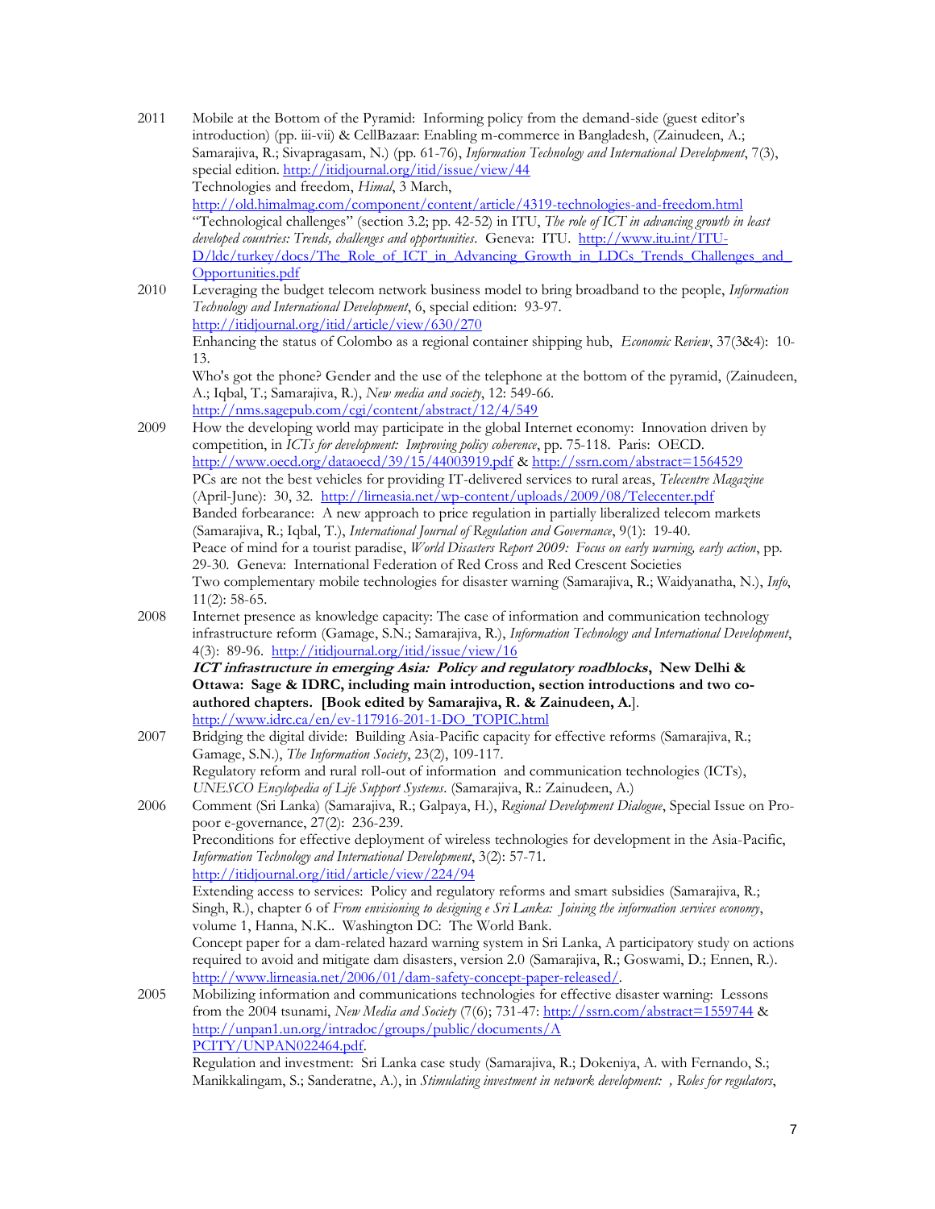2011 Mobile at the Bottom of the Pyramid: Informing policy from the demand-side (guest editor's introduction) (pp. iii-vii) & CellBazaar: Enabling m-commerce in Bangladesh, (Zainudeen, A.; Samarajiva, R.; Sivapragasam, N.) (pp. 61-76), *Information Technology and International Development*, 7(3), special edition. http://itidjournal.org/itid/issue/view/44

Technologies and freedom, *Himal*, 3 March, http://old.himalmag.com/component/content/article/4319-technologies-and-freedom.html

"Technological challenges" (section 3.2; pp. 42-52) in ITU, *The role of ICT in advancing growth in least developed countries: Trends, challenges and opportunities*. Geneva: ITU. http://www.itu.int/ITU-D/ldc/turkey/docs/The_Role_of_ICT_in_Advancing_Growth_in_LDCs_Trends_Challenges_and_Opportunities.pdf

2010 Leveraging the budget telecom network business model to bring broadband to the people, *Information Technology and International Development*, 6, special edition: 93-97. http://itidjournal.org/itid/article/view/630/270

Enhancing the status of Colombo as a regional container shipping hub, *Economic Review*, 37(3&4): 10-13.

Who's got the phone? Gender and the use of the telephone at the bottom of the pyramid, (Zainudeen, A.; Iqbal, T.; Samarajiva, R.), *New media and society*, 12: 549-66. http://nms.sagepub.com/cgi/content/abstract/12/4/549

2009 How the developing world may participate in the global Internet economy: Innovation driven by competition, in *ICTs for development: Improving policy coherence*, pp. 75-118. Paris: OECD. http://www.oecd.org/dataoecd/39/15/44003919.pdf & http://ssrn.com/abstract=1564529

PCs are not the best vehicles for providing IT-delivered services to rural areas, *Telecentre Magazine* (April-June): 30, 32. http://lirneasia.net/wp-content/uploads/2009/08/Telecenter.pdf

Banded forbearance: A new approach to price regulation in partially liberalized telecom markets (Samarajiva, R.; Iqbal, T.), *International Journal of Regulation and Governance*, 9(1): 19-40.

Peace of mind for a tourist paradise, *World Disasters Report 2009: Focus on early warning, early action*, pp. 29-30. Geneva: International Federation of Red Cross and Red Crescent Societies

Two complementary mobile technologies for disaster warning (Samarajiva, R.; Waidyanatha, N.), *Info*, 11(2): 58-65.

2008 Internet presence as knowledge capacity: The case of information and communication technology infrastructure reform (Gamage, S.N.; Samarajiva, R.), *Information Technology and International Development*, 4(3): 89-96. http://itidjournal.org/itid/issue/view/16

***ICT infrastructure in emerging Asia: Policy and regulatory roadblocks*, New Delhi & Ottawa: Sage & IDRC, including main introduction, section introductions and two co-authored chapters. [Book edited by Samarajiva, R. & Zainudeen, A.]**. http://www.idrc.ca/en/ev-117916-201-1-DO_TOPIC.html

2007 Bridging the digital divide: Building Asia-Pacific capacity for effective reforms (Samarajiva, R.; Gamage, S.N.), *The Information Society*, 23(2), 109-117.

Regulatory reform and rural roll-out of information and communication technologies (ICTs), *UNESCO Encyclopedia of Life Support Systems*. (Samarajiva, R.: Zainudeen, A.)

2006 Comment (Sri Lanka) (Samarajiva, R.; Galpaya, H.), *Regional Development Dialogue*, Special Issue on Pro-poor e-governance, 27(2): 236-239.

Preconditions for effective deployment of wireless technologies for development in the Asia-Pacific, *Information Technology and International Development*, 3(2): 57-71. http://itidjournal.org/itid/article/view/224/94

Extending access to services: Policy and regulatory reforms and smart subsidies (Samarajiva, R.; Singh, R.), chapter 6 of *From envisioning to designing e Sri Lanka: Joining the information services economy*, volume 1, Hanna, N.K.. Washington DC: The World Bank.

Concept paper for a dam-related hazard warning system in Sri Lanka, A participatory study on actions required to avoid and mitigate dam disasters, version 2.0 (Samarajiva, R.; Goswami, D.; Ennen, R.). http://www.lirneasia.net/2006/01/dam-safety-concept-paper-released/.

2005 Mobilizing information and communications technologies for effective disaster warning: Lessons from the 2004 tsunami, *New Media and Society* (7(6); 731-47: http://ssrn.com/abstract=1559744 & http://unpan1.un.org/intradoc/groups/public/documents/APCITY/UNPAN022464.pdf.

Regulation and investment: Sri Lanka case study (Samarajiva, R.; Dokeniya, A. with Fernando, S.; Manikkalingam, S.; Sanderatne, A.), in *Stimulating investment in network development: , Roles for regulators*,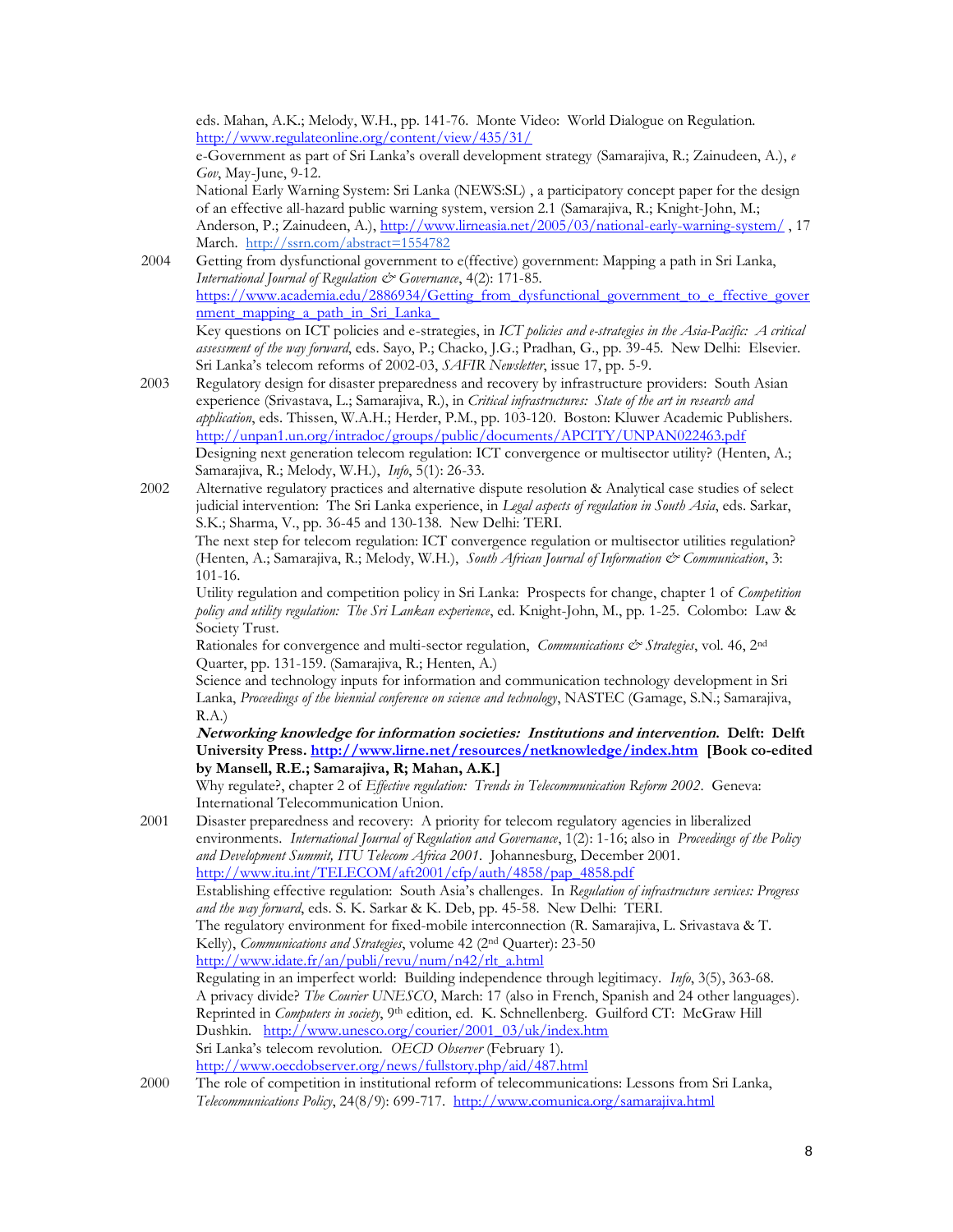eds. Mahan, A.K.; Melody, W.H., pp. 141-76. Monte Video: World Dialogue on Regulation. http://www.regulateonline.org/content/view/435/31/

e-Government as part of Sri Lanka's overall development strategy (Samarajiva, R.; Zainudeen, A.), *e Gov*, May-June, 9-12.

National Early Warning System: Sri Lanka (NEWS:SL) , a participatory concept paper for the design of an effective all-hazard public warning system, version 2.1 (Samarajiva, R.; Knight-John, M.; Anderson, P.; Zainudeen, A.), http://www.lirneasia.net/2005/03/national-early-warning-system/ , 17 March. http://ssrn.com/abstract=1554782

**2004**

Getting from dysfunctional government to e(ffective) government: Mapping a path in Sri Lanka, *International Journal of Regulation & Governance*, 4(2): 171-85. https://www.academia.edu/2886934/Getting_from_dysfunctional_government_to_e_ffective_government_mapping_a_path_in_Sri_Lanka_

Key questions on ICT policies and e-strategies, in *ICT policies and e-strategies in the Asia-Pacific: A critical assessment of the way forward*, eds. Sayo, P.; Chacko, J.G.; Pradhan, G., pp. 39-45. New Delhi: Elsevier.

Sri Lanka's telecom reforms of 2002-03, *SAFIR Newsletter*, issue 17, pp. 5-9.

**2003**

Regulatory design for disaster preparedness and recovery by infrastructure providers: South Asian experience (Srivastava, L.; Samarajiva, R.), in *Critical infrastructures: State of the art in research and application*, eds. Thissen, W.A.H.; Herder, P.M., pp. 103-120. Boston: Kluwer Academic Publishers. http://unpan1.un.org/intradoc/groups/public/documents/APCITY/UNPAN022463.pdf

Designing next generation telecom regulation: ICT convergence or multisector utility? (Henten, A.; Samarajiva, R.; Melody, W.H.), *Info*, 5(1): 26-33.

**2002**

Alternative regulatory practices and alternative dispute resolution & Analytical case studies of select judicial intervention: The Sri Lanka experience, in *Legal aspects of regulation in South Asia*, eds. Sarkar, S.K.; Sharma, V., pp. 36-45 and 130-138. New Delhi: TERI.

The next step for telecom regulation: ICT convergence regulation or multisector utilities regulation? (Henten, A.; Samarajiva, R.; Melody, W.H.), *South African Journal of Information & Communication*, 3: 101-16.

Utility regulation and competition policy in Sri Lanka: Prospects for change, chapter 1 of *Competition policy and utility regulation: The Sri Lankan experience*, ed. Knight-John, M., pp. 1-25. Colombo: Law & Society Trust.

Rationales for convergence and multi-sector regulation, *Communications & Strategies*, vol. 46, 2nd Quarter, pp. 131-159. (Samarajiva, R.; Henten, A.)

Science and technology inputs for information and communication technology development in Sri Lanka, *Proceedings of the biennial conference on science and technology*, NASTEC (Gamage, S.N.; Samarajiva, R.A.)

***Networking knowledge for information societies: Institutions and intervention.*** **Delft: Delft University Press. http://www.lirne.net/resources/netknowledge/index.htm [Book co-edited by Mansell, R.E.; Samarajiva, R; Mahan, A.K.]**

Why regulate?, chapter 2 of *Effective regulation: Trends in Telecommunication Reform 2002*. Geneva: International Telecommunication Union.

**2001**

Disaster preparedness and recovery: A priority for telecom regulatory agencies in liberalized environments. *International Journal of Regulation and Governance*, 1(2): 1-16; also in *Proceedings of the Policy and Development Summit, ITU Telecom Africa 2001*. Johannesburg, December 2001. http://www.itu.int/TELECOM/aft2001/cfp/auth/4858/pap_4858.pdf

Establishing effective regulation: South Asia's challenges. In *Regulation of infrastructure services: Progress and the way forward*, eds. S. K. Sarkar & K. Deb, pp. 45-58. New Delhi: TERI.

The regulatory environment for fixed-mobile interconnection (R. Samarajiva, L. Srivastava & T. Kelly), *Communications and Strategies*, volume 42 (2nd Quarter): 23-50 http://www.idate.fr/an/publi/revu/num/n42/rlt_a.html

Regulating in an imperfect world: Building independence through legitimacy. *Info*, 3(5), 363-68.

A privacy divide? *The Courier UNESCO*, March: 17 (also in French, Spanish and 24 other languages). Reprinted in *Computers in society*, 9th edition, ed. K. Schnellenberg. Guilford CT: McGraw Hill Dushkin. http://www.unesco.org/courier/2001_03/uk/index.htm

Sri Lanka's telecom revolution. *OECD Observer* (February 1). http://www.oecdobserver.org/news/fullstory.php/aid/487.html

**2000**

The role of competition in institutional reform of telecommunications: Lessons from Sri Lanka, *Telecommunications Policy*, 24(8/9): 699-717. http://www.comunica.org/samarajiva.html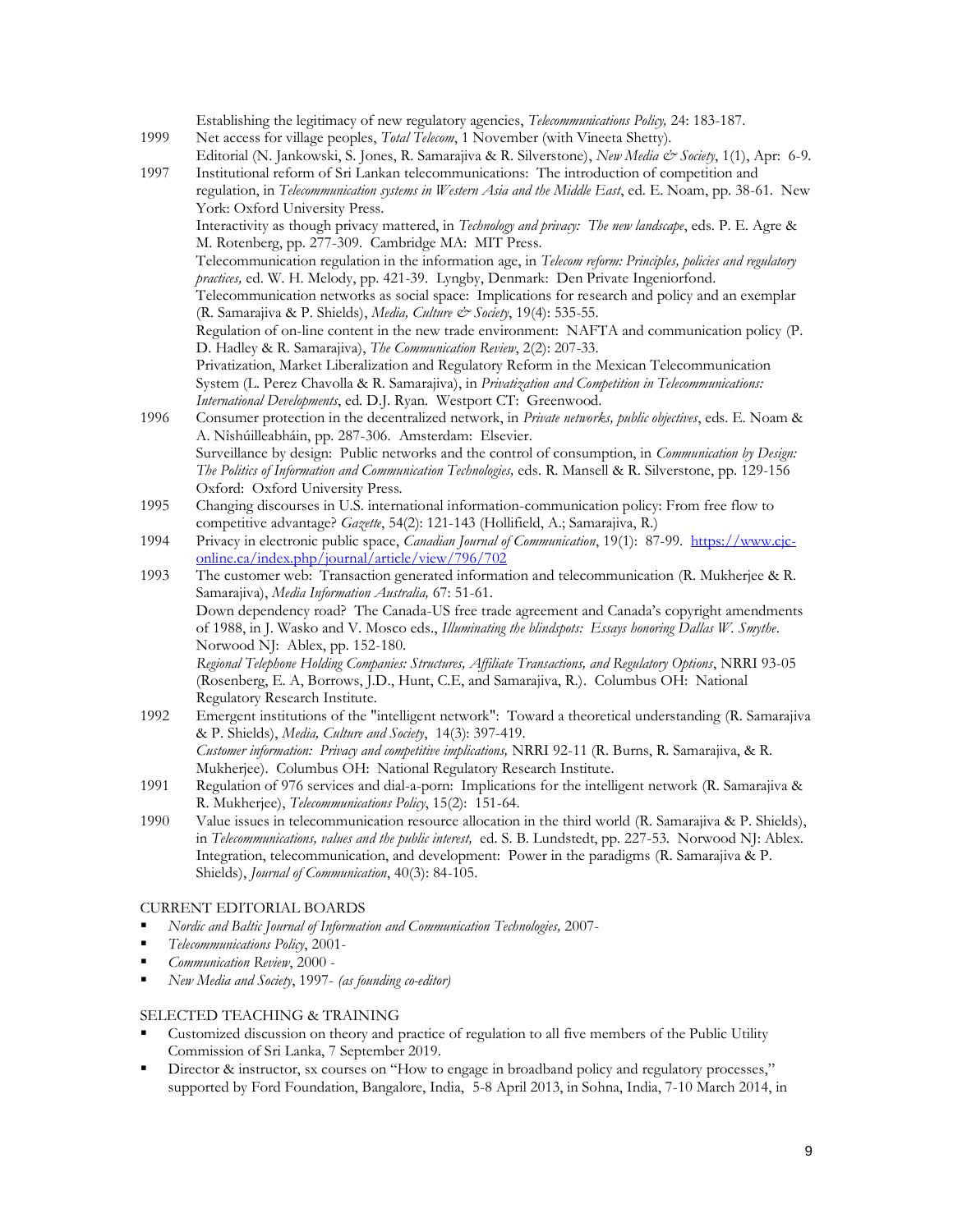Establishing the legitimacy of new regulatory agencies, *Telecommunications Policy,* 24: 183-187.

1999 Net access for village peoples, *Total Telecom*, 1 November (with Vineeta Shetty).

Editorial (N. Jankowski, S. Jones, R. Samarajiva & R. Silverstone), *New Media & Society*, 1(1), Apr: 6-9.

1997 Institutional reform of Sri Lankan telecommunications: The introduction of competition and regulation, in *Telecommunication systems in Western Asia and the Middle East*, ed. E. Noam, pp. 38-61. New York: Oxford University Press.

Interactivity as though privacy mattered, in *Technology and privacy: The new landscape*, eds. P. E. Agre & M. Rotenberg, pp. 277-309. Cambridge MA: MIT Press.

Telecommunication regulation in the information age, in *Telecom reform: Principles, policies and regulatory practices,* ed. W. H. Melody, pp. 421-39. Lyngby, Denmark: Den Private Ingeniorfond.

Telecommunication networks as social space: Implications for research and policy and an exemplar (R. Samarajiva & P. Shields), *Media, Culture & Society*, 19(4): 535-55.

Regulation of on-line content in the new trade environment: NAFTA and communication policy (P. D. Hadley & R. Samarajiva), *The Communication Review*, 2(2): 207-33.

Privatization, Market Liberalization and Regulatory Reform in the Mexican Telecommunication System (L. Perez Chavolla & R. Samarajiva), in *Privatization and Competition in Telecommunications: International Developments*, ed. D.J. Ryan. Westport CT: Greenwood.

1996 Consumer protection in the decentralized network, in *Private networks, public objectives*, eds. E. Noam & A. Níshúilleabháin, pp. 287-306. Amsterdam: Elsevier.

Surveillance by design: Public networks and the control of consumption, in *Communication by Design: The Politics of Information and Communication Technologies,* eds. R. Mansell & R. Silverstone, pp. 129-156 Oxford: Oxford University Press.

1995 Changing discourses in U.S. international information-communication policy: From free flow to competitive advantage? *Gazette*, 54(2): 121-143 (Hollifield, A.; Samarajiva, R.)

1994 Privacy in electronic public space, *Canadian Journal of Communication*, 19(1): 87-99. https://www.cjc-online.ca/index.php/journal/article/view/796/702

1993 The customer web: Transaction generated information and telecommunication (R. Mukherjee & R. Samarajiva), *Media Information Australia,* 67: 51-61.

Down dependency road? The Canada-US free trade agreement and Canada's copyright amendments of 1988, in J. Wasko and V. Mosco eds., *Illuminating the blindspots: Essays honoring Dallas W. Smythe*. Norwood NJ: Ablex, pp. 152-180.

*Regional Telephone Holding Companies: Structures, Affiliate Transactions, and Regulatory Options*, NRRI 93-05 (Rosenberg, E. A, Borrows, J.D., Hunt, C.E, and Samarajiva, R.). Columbus OH: National Regulatory Research Institute.

1992 Emergent institutions of the "intelligent network": Toward a theoretical understanding (R. Samarajiva & P. Shields), *Media, Culture and Society*, 14(3): 397-419.

*Customer information: Privacy and competitive implications,* NRRI 92-11 (R. Burns, R. Samarajiva, & R. Mukherjee). Columbus OH: National Regulatory Research Institute.

1991 Regulation of 976 services and dial-a-porn: Implications for the intelligent network (R. Samarajiva & R. Mukherjee), *Telecommunications Policy*, 15(2): 151-64.

1990 Value issues in telecommunication resource allocation in the third world (R. Samarajiva & P. Shields), in *Telecommunications, values and the public interest,* ed. S. B. Lundstedt, pp. 227-53. Norwood NJ: Ablex.

Integration, telecommunication, and development: Power in the paradigms (R. Samarajiva & P. Shields), *Journal of Communication*, 40(3): 84-105.

## CURRENT EDITORIAL BOARDS

- *Nordic and Baltic Journal of Information and Communication Technologies,* 2007-
- *Telecommunications Policy*, 2001-
- *Communication Review*, 2000 -
- *New Media and Society*, 1997- *(as founding co-editor)*

## SELECTED TEACHING & TRAINING

- Customized discussion on theory and practice of regulation to all five members of the Public Utility Commission of Sri Lanka, 7 September 2019.
- Director & instructor, sx courses on "How to engage in broadband policy and regulatory processes," supported by Ford Foundation, Bangalore, India, 5-8 April 2013, in Sohna, India, 7-10 March 2014, in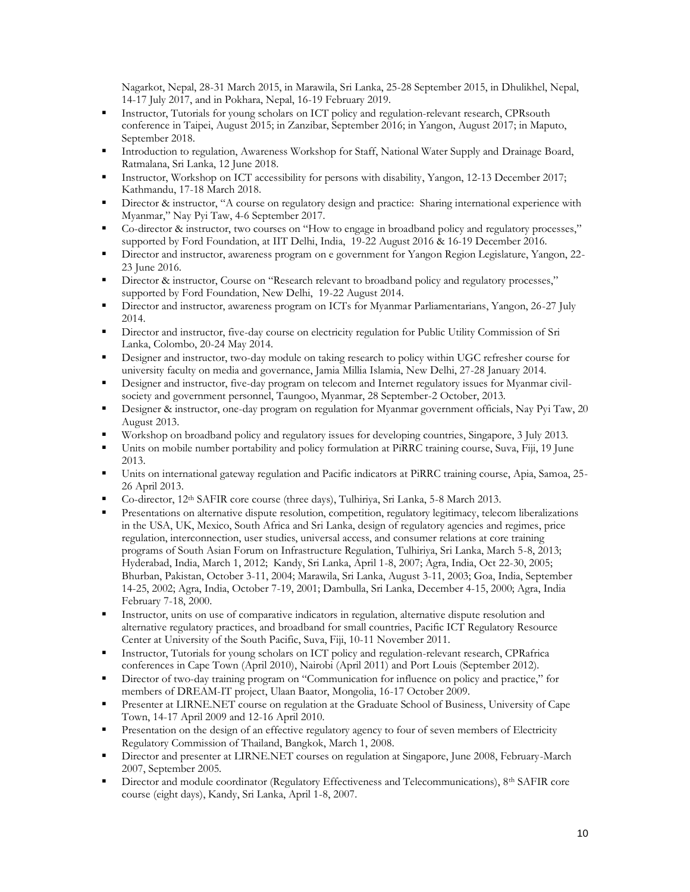Nagarkot, Nepal, 28-31 March 2015, in Marawila, Sri Lanka, 25-28 September 2015, in Dhulikhel, Nepal, 14-17 July 2017, and in Pokhara, Nepal, 16-19 February 2019.

- Instructor, Tutorials for young scholars on ICT policy and regulation-relevant research, CPRsouth conference in Taipei, August 2015; in Zanzibar, September 2016; in Yangon, August 2017; in Maputo, September 2018.
- Introduction to regulation, Awareness Workshop for Staff, National Water Supply and Drainage Board, Ratmalana, Sri Lanka, 12 June 2018.
- Instructor, Workshop on ICT accessibility for persons with disability, Yangon, 12-13 December 2017; Kathmandu, 17-18 March 2018.
- Director & instructor, "A course on regulatory design and practice: Sharing international experience with Myanmar," Nay Pyi Taw, 4-6 September 2017.
- Co-director & instructor, two courses on "How to engage in broadband policy and regulatory processes," supported by Ford Foundation, at IIT Delhi, India, 19-22 August 2016 & 16-19 December 2016.
- Director and instructor, awareness program on e government for Yangon Region Legislature, Yangon, 22-23 June 2016.
- Director & instructor, Course on "Research relevant to broadband policy and regulatory processes," supported by Ford Foundation, New Delhi, 19-22 August 2014.
- Director and instructor, awareness program on ICTs for Myanmar Parliamentarians, Yangon, 26-27 July 2014.
- Director and instructor, five-day course on electricity regulation for Public Utility Commission of Sri Lanka, Colombo, 20-24 May 2014.
- Designer and instructor, two-day module on taking research to policy within UGC refresher course for university faculty on media and governance, Jamia Millia Islamia, New Delhi, 27-28 January 2014.
- Designer and instructor, five-day program on telecom and Internet regulatory issues for Myanmar civil-society and government personnel, Taungoo, Myanmar, 28 September-2 October, 2013.
- Designer & instructor, one-day program on regulation for Myanmar government officials, Nay Pyi Taw, 20 August 2013.
- Workshop on broadband policy and regulatory issues for developing countries, Singapore, 3 July 2013.
- Units on mobile number portability and policy formulation at PiRRC training course, Suva, Fiji, 19 June 2013.
- Units on international gateway regulation and Pacific indicators at PiRRC training course, Apia, Samoa, 25-26 April 2013.
- Co-director, 12th SAFIR core course (three days), Tulhiriya, Sri Lanka, 5-8 March 2013.
- Presentations on alternative dispute resolution, competition, regulatory legitimacy, telecom liberalizations in the USA, UK, Mexico, South Africa and Sri Lanka, design of regulatory agencies and regimes, price regulation, interconnection, user studies, universal access, and consumer relations at core training programs of South Asian Forum on Infrastructure Regulation, Tulhiriya, Sri Lanka, March 5-8, 2013; Hyderabad, India, March 1, 2012; Kandy, Sri Lanka, April 1-8, 2007; Agra, India, Oct 22-30, 2005; Bhurban, Pakistan, October 3-11, 2004; Marawila, Sri Lanka, August 3-11, 2003; Goa, India, September 14-25, 2002; Agra, India, October 7-19, 2001; Dambulla, Sri Lanka, December 4-15, 2000; Agra, India February 7-18, 2000.
- Instructor, units on use of comparative indicators in regulation, alternative dispute resolution and alternative regulatory practices, and broadband for small countries, Pacific ICT Regulatory Resource Center at University of the South Pacific, Suva, Fiji, 10-11 November 2011.
- Instructor, Tutorials for young scholars on ICT policy and regulation-relevant research, CPRafrica conferences in Cape Town (April 2010), Nairobi (April 2011) and Port Louis (September 2012).
- Director of two-day training program on "Communication for influence on policy and practice," for members of DREAM-IT project, Ulaan Baator, Mongolia, 16-17 October 2009.
- Presenter at LIRNE.NET course on regulation at the Graduate School of Business, University of Cape Town, 14-17 April 2009 and 12-16 April 2010.
- Presentation on the design of an effective regulatory agency to four of seven members of Electricity Regulatory Commission of Thailand, Bangkok, March 1, 2008.
- Director and presenter at LIRNE.NET courses on regulation at Singapore, June 2008, February-March 2007, September 2005.
- Director and module coordinator (Regulatory Effectiveness and Telecommunications), 8th SAFIR core course (eight days), Kandy, Sri Lanka, April 1-8, 2007.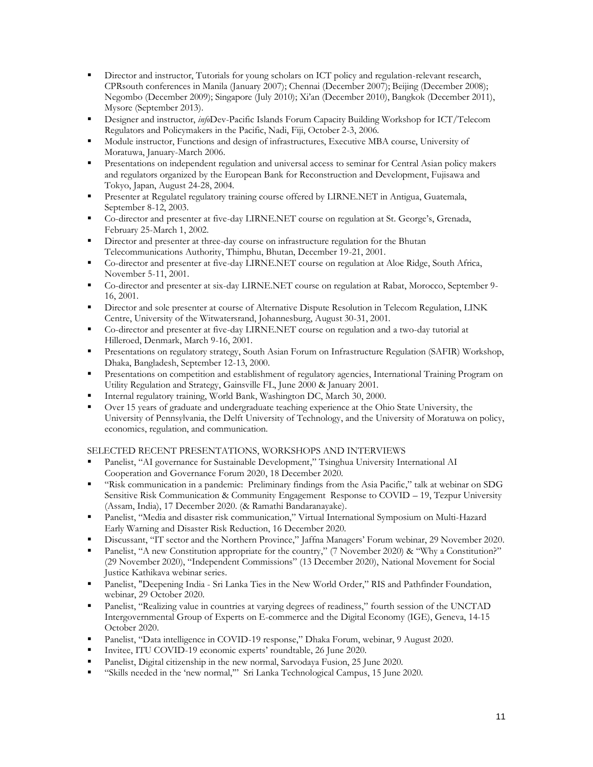- Director and instructor, Tutorials for young scholars on ICT policy and regulation-relevant research, CPRsouth conferences in Manila (January 2007); Chennai (December 2007); Beijing (December 2008); Negombo (December 2009); Singapore (July 2010); Xi'an (December 2010), Bangkok (December 2011), Mysore (September 2013).
- Designer and instructor, *info*Dev-Pacific Islands Forum Capacity Building Workshop for ICT/Telecom Regulators and Policymakers in the Pacific, Nadi, Fiji, October 2-3, 2006.
- Module instructor, Functions and design of infrastructures, Executive MBA course, University of Moratuwa, January-March 2006.
- Presentations on independent regulation and universal access to seminar for Central Asian policy makers and regulators organized by the European Bank for Reconstruction and Development, Fujisawa and Tokyo, Japan, August 24-28, 2004.
- Presenter at Regulatel regulatory training course offered by LIRNE.NET in Antigua, Guatemala, September 8-12, 2003.
- Co-director and presenter at five-day LIRNE.NET course on regulation at St. George's, Grenada, February 25-March 1, 2002.
- Director and presenter at three-day course on infrastructure regulation for the Bhutan Telecommunications Authority, Thimphu, Bhutan, December 19-21, 2001.
- Co-director and presenter at five-day LIRNE.NET course on regulation at Aloe Ridge, South Africa, November 5-11, 2001.
- Co-director and presenter at six-day LIRNE.NET course on regulation at Rabat, Morocco, September 9-16, 2001.
- Director and sole presenter at course of Alternative Dispute Resolution in Telecom Regulation, LINK Centre, University of the Witwatersrand, Johannesburg, August 30-31, 2001.
- Co-director and presenter at five-day LIRNE.NET course on regulation and a two-day tutorial at Hilleroed, Denmark, March 9-16, 2001.
- Presentations on regulatory strategy, South Asian Forum on Infrastructure Regulation (SAFIR) Workshop, Dhaka, Bangladesh, September 12-13, 2000.
- Presentations on competition and establishment of regulatory agencies, International Training Program on Utility Regulation and Strategy, Gainsville FL, June 2000 & January 2001.
- Internal regulatory training, World Bank, Washington DC, March 30, 2000.
- Over 15 years of graduate and undergraduate teaching experience at the Ohio State University, the University of Pennsylvania, the Delft University of Technology, and the University of Moratuwa on policy, economics, regulation, and communication.

SELECTED RECENT PRESENTATIONS, WORKSHOPS AND INTERVIEWS

- Panelist, "AI governance for Sustainable Development," Tsinghua University International AI Cooperation and Governance Forum 2020, 18 December 2020.
- "Risk communication in a pandemic: Preliminary findings from the Asia Pacific," talk at webinar on SDG Sensitive Risk Communication & Community Engagement Response to COVID – 19, Tezpur University (Assam, India), 17 December 2020. (& Ramathi Bandaranayake).
- Panelist, "Media and disaster risk communication," Virtual International Symposium on Multi-Hazard Early Warning and Disaster Risk Reduction, 16 December 2020.
- Discussant, "IT sector and the Northern Province," Jaffna Managers' Forum webinar, 29 November 2020.
- Panelist, "A new Constitution appropriate for the country," (7 November 2020) & "Why a Constitution?" (29 November 2020), "Independent Commissions" (13 December 2020), National Movement for Social Justice Kathikava webinar series.
- Panelist, "Deepening India - Sri Lanka Ties in the New World Order," RIS and Pathfinder Foundation, webinar, 29 October 2020.
- Panelist, "Realizing value in countries at varying degrees of readiness," fourth session of the UNCTAD Intergovernmental Group of Experts on E-commerce and the Digital Economy (IGE), Geneva, 14-15 October 2020.
- Panelist, "Data intelligence in COVID-19 response," Dhaka Forum, webinar, 9 August 2020.
- Invitee, ITU COVID-19 economic experts' roundtable, 26 June 2020.
- Panelist, Digital citizenship in the new normal, Sarvodaya Fusion, 25 June 2020.
- "Skills needed in the 'new normal,'" Sri Lanka Technological Campus, 15 June 2020.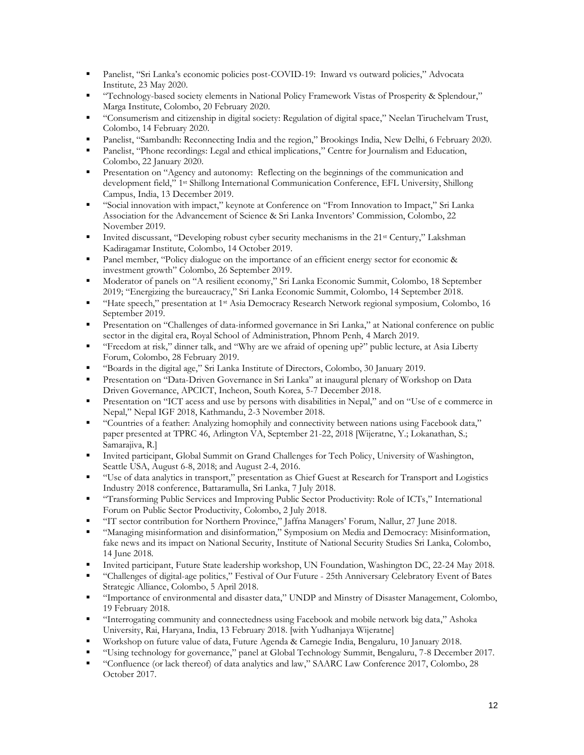- Panelist, "Sri Lanka's economic policies post-COVID-19: Inward vs outward policies," Advocata Institute, 23 May 2020.
- "Technology-based society elements in National Policy Framework Vistas of Prosperity & Splendour," Marga Institute, Colombo, 20 February 2020.
- "Consumerism and citizenship in digital society: Regulation of digital space," Neelan Tiruchelvam Trust, Colombo, 14 February 2020.
- Panelist, "Sambandh: Reconnecting India and the region," Brookings India, New Delhi, 6 February 2020.
- Panelist, "Phone recordings: Legal and ethical implications," Centre for Journalism and Education, Colombo, 22 January 2020.
- Presentation on "Agency and autonomy: Reflecting on the beginnings of the communication and development field," 1st Shillong International Communication Conference, EFL University, Shillong Campus, India, 13 December 2019.
- "Social innovation with impact," keynote at Conference on "From Innovation to Impact," Sri Lanka Association for the Advancement of Science & Sri Lanka Inventors' Commission, Colombo, 22 November 2019.
- Invited discussant, "Developing robust cyber security mechanisms in the 21st Century," Lakshman Kadiragamar Institute, Colombo, 14 October 2019.
- Panel member, "Policy dialogue on the importance of an efficient energy sector for economic & investment growth" Colombo, 26 September 2019.
- Moderator of panels on "A resilient economy," Sri Lanka Economic Summit, Colombo, 18 September 2019; "Energizing the bureaucracy," Sri Lanka Economic Summit, Colombo, 14 September 2018.
- "Hate speech," presentation at 1st Asia Democracy Research Network regional symposium, Colombo, 16 September 2019.
- Presentation on "Challenges of data-informed governance in Sri Lanka," at National conference on public sector in the digital era, Royal School of Administration, Phnom Penh, 4 March 2019.
- "Freedom at risk," dinner talk, and "Why are we afraid of opening up?" public lecture, at Asia Liberty Forum, Colombo, 28 February 2019.
- "Boards in the digital age," Sri Lanka Institute of Directors, Colombo, 30 January 2019.
- Presentation on "Data-Driven Governance in Sri Lanka" at inaugural plenary of Workshop on Data Driven Governance, APCICT, Incheon, South Korea, 5-7 December 2018.
- Presentation on "ICT acess and use by persons with disabilities in Nepal," and on "Use of e commerce in Nepal," Nepal IGF 2018, Kathmandu, 2-3 November 2018.
- "Countries of a feather: Analyzing homophily and connectivity between nations using Facebook data," paper presented at TPRC 46, Arlington VA, September 21-22, 2018 [Wijeratne, Y.; Lokanathan, S.; Samarajiva, R.]
- Invited participant, Global Summit on Grand Challenges for Tech Policy, University of Washington, Seattle USA, August 6-8, 2018; and August 2-4, 2016.
- "Use of data analytics in transport," presentation as Chief Guest at Research for Transport and Logistics Industry 2018 conference, Battaramulla, Sri Lanka, 7 July 2018.
- "Transforming Public Services and Improving Public Sector Productivity: Role of ICTs," International Forum on Public Sector Productivity, Colombo, 2 July 2018.
- "IT sector contribution for Northern Province," Jaffna Managers' Forum, Nallur, 27 June 2018.
- "Managing misinformation and disinformation," Symposium on Media and Democracy: Misinformation, fake news and its impact on National Security, Institute of National Security Studies Sri Lanka, Colombo, 14 June 2018.
- Invited participant, Future State leadership workshop, UN Foundation, Washington DC, 22-24 May 2018.
- "Challenges of digital-age politics," Festival of Our Future - 25th Anniversary Celebratory Event of Bates Strategic Alliance, Colombo, 5 April 2018.
- "Importance of environmental and disaster data," UNDP and Minstry of Disaster Management, Colombo, 19 February 2018.
- "Interrogating community and connectedness using Facebook and mobile network big data," Ashoka University, Rai, Haryana, India, 13 February 2018. [with Yudhanjaya Wijeratne]
- Workshop on future value of data, Future Agenda & Carnegie India, Bengaluru, 10 January 2018.
- "Using technology for governance," panel at Global Technology Summit, Bengaluru, 7-8 December 2017.
- "Confluence (or lack thereof) of data analytics and law," SAARC Law Conference 2017, Colombo, 28 October 2017.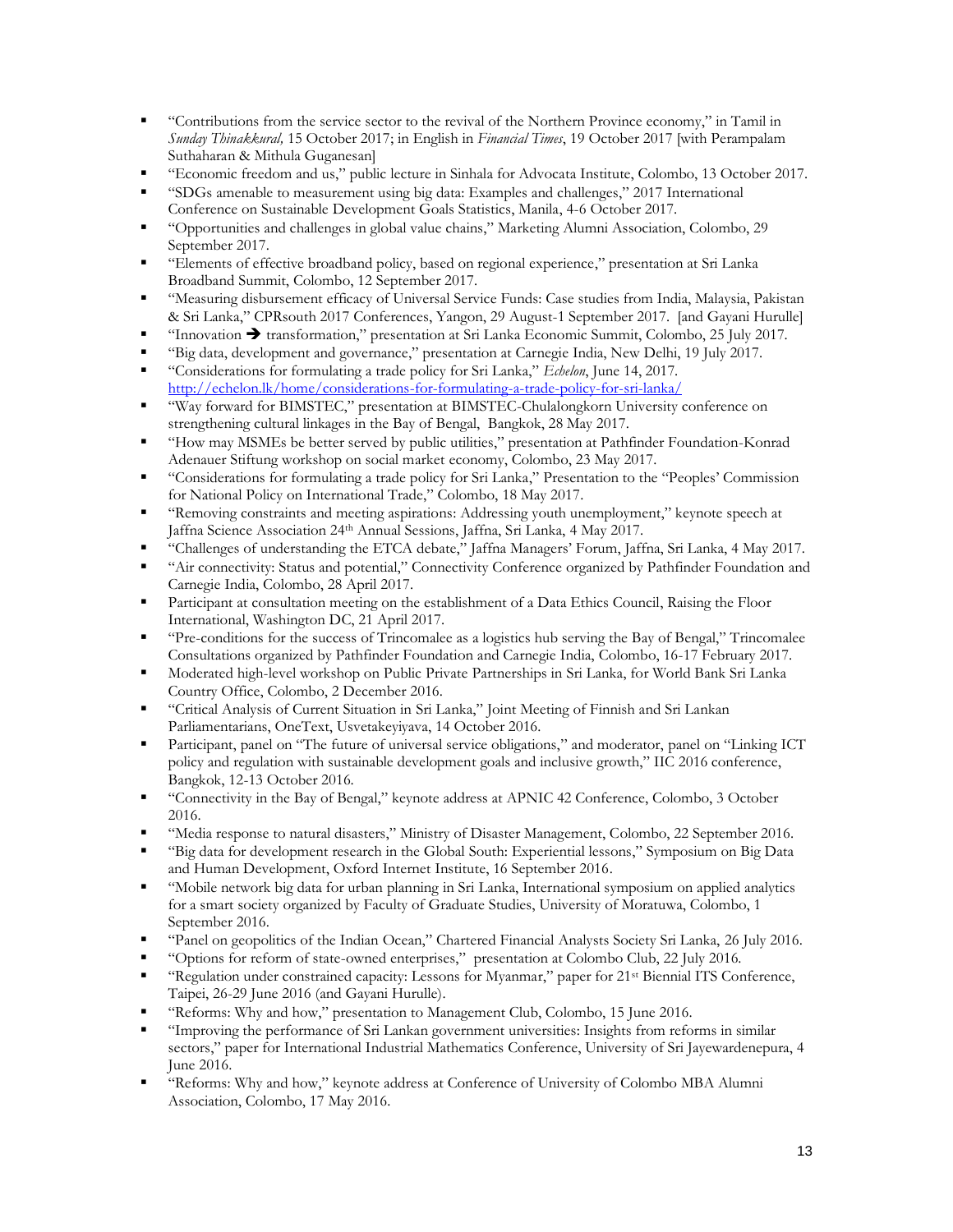- "Contributions from the service sector to the revival of the Northern Province economy," in Tamil in *Sunday Thinakkural,* 15 October 2017; in English in *Financial Times*, 19 October 2017 [with Perampalam Suthaharan & Mithula Guganesan]
- "Economic freedom and us," public lecture in Sinhala for Advocata Institute, Colombo, 13 October 2017.
- "SDGs amenable to measurement using big data: Examples and challenges," 2017 International Conference on Sustainable Development Goals Statistics, Manila, 4-6 October 2017.
- "Opportunities and challenges in global value chains," Marketing Alumni Association, Colombo, 29 September 2017.
- "Elements of effective broadband policy, based on regional experience," presentation at Sri Lanka Broadband Summit, Colombo, 12 September 2017.
- "Measuring disbursement efficacy of Universal Service Funds: Case studies from India, Malaysia, Pakistan & Sri Lanka," CPRsouth 2017 Conferences, Yangon, 29 August-1 September 2017. [and Gayani Hurulle]
- "Innovation ➔ transformation," presentation at Sri Lanka Economic Summit, Colombo, 25 July 2017.
- "Big data, development and governance," presentation at Carnegie India, New Delhi, 19 July 2017.
- "Considerations for formulating a trade policy for Sri Lanka," *Echelon*, June 14, 2017. http://echelon.lk/home/considerations-for-formulating-a-trade-policy-for-sri-lanka/
- "Way forward for BIMSTEC," presentation at BIMSTEC-Chulalongkorn University conference on strengthening cultural linkages in the Bay of Bengal, Bangkok, 28 May 2017.
- "How may MSMEs be better served by public utilities," presentation at Pathfinder Foundation-Konrad Adenauer Stiftung workshop on social market economy, Colombo, 23 May 2017.
- "Considerations for formulating a trade policy for Sri Lanka," Presentation to the "Peoples' Commission for National Policy on International Trade," Colombo, 18 May 2017.
- "Removing constraints and meeting aspirations: Addressing youth unemployment," keynote speech at Jaffna Science Association 24th Annual Sessions, Jaffna, Sri Lanka, 4 May 2017.
- "Challenges of understanding the ETCA debate," Jaffna Managers' Forum, Jaffna, Sri Lanka, 4 May 2017.
- "Air connectivity: Status and potential," Connectivity Conference organized by Pathfinder Foundation and Carnegie India, Colombo, 28 April 2017.
- Participant at consultation meeting on the establishment of a Data Ethics Council, Raising the Floor International, Washington DC, 21 April 2017.
- "Pre-conditions for the success of Trincomalee as a logistics hub serving the Bay of Bengal," Trincomalee Consultations organized by Pathfinder Foundation and Carnegie India, Colombo, 16-17 February 2017.
- Moderated high-level workshop on Public Private Partnerships in Sri Lanka, for World Bank Sri Lanka Country Office, Colombo, 2 December 2016.
- "Critical Analysis of Current Situation in Sri Lanka," Joint Meeting of Finnish and Sri Lankan Parliamentarians, OneText, Usvetakeyiyava, 14 October 2016.
- Participant, panel on "The future of universal service obligations," and moderator, panel on "Linking ICT policy and regulation with sustainable development goals and inclusive growth," IIC 2016 conference, Bangkok, 12-13 October 2016.
- "Connectivity in the Bay of Bengal," keynote address at APNIC 42 Conference, Colombo, 3 October 2016.
- "Media response to natural disasters," Ministry of Disaster Management, Colombo, 22 September 2016.
- "Big data for development research in the Global South: Experiential lessons," Symposium on Big Data and Human Development, Oxford Internet Institute, 16 September 2016.
- "Mobile network big data for urban planning in Sri Lanka, International symposium on applied analytics for a smart society organized by Faculty of Graduate Studies, University of Moratuwa, Colombo, 1 September 2016.
- "Panel on geopolitics of the Indian Ocean," Chartered Financial Analysts Society Sri Lanka, 26 July 2016.
- "Options for reform of state-owned enterprises," presentation at Colombo Club, 22 July 2016.
- "Regulation under constrained capacity: Lessons for Myanmar," paper for 21st Biennial ITS Conference, Taipei, 26-29 June 2016 (and Gayani Hurulle).
- "Reforms: Why and how," presentation to Management Club, Colombo, 15 June 2016.
- "Improving the performance of Sri Lankan government universities: Insights from reforms in similar sectors," paper for International Industrial Mathematics Conference, University of Sri Jayewardenepura, 4 June 2016.
- "Reforms: Why and how," keynote address at Conference of University of Colombo MBA Alumni Association, Colombo, 17 May 2016.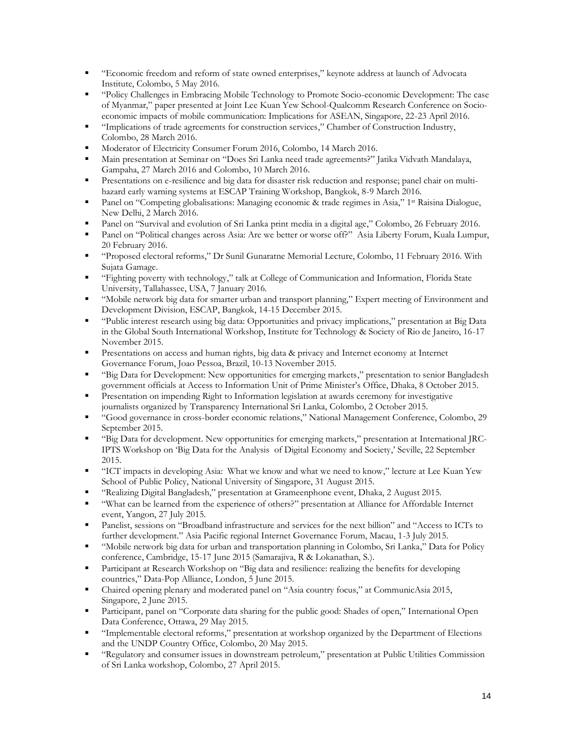- "Economic freedom and reform of state owned enterprises," keynote address at launch of Advocata Institute, Colombo, 5 May 2016.
- "Policy Challenges in Embracing Mobile Technology to Promote Socio-economic Development: The case of Myanmar," paper presented at Joint Lee Kuan Yew School-Qualcomm Research Conference on Socio-economic impacts of mobile communication: Implications for ASEAN, Singapore, 22-23 April 2016.
- "Implications of trade agreements for construction services," Chamber of Construction Industry, Colombo, 28 March 2016.
- Moderator of Electricity Consumer Forum 2016, Colombo, 14 March 2016.
- Main presentation at Seminar on "Does Sri Lanka need trade agreements?" Jatika Vidvath Mandalaya, Gampaha, 27 March 2016 and Colombo, 10 March 2016.
- Presentations on e-resilience and big data for disaster risk reduction and response; panel chair on multi-hazard early warning systems at ESCAP Training Workshop, Bangkok, 8-9 March 2016.
- Panel on "Competing globalisations: Managing economic & trade regimes in Asia," 1st Raisina Dialogue, New Delhi, 2 March 2016.
- Panel on "Survival and evolution of Sri Lanka print media in a digital age," Colombo, 26 February 2016.
- Panel on "Political changes across Asia: Are we better or worse off?" Asia Liberty Forum, Kuala Lumpur, 20 February 2016.
- "Proposed electoral reforms," Dr Sunil Gunaratne Memorial Lecture, Colombo, 11 February 2016. With Sujata Gamage.
- "Fighting poverty with technology," talk at College of Communication and Information, Florida State University, Tallahassee, USA, 7 January 2016.
- "Mobile network big data for smarter urban and transport planning," Expert meeting of Environment and Development Division, ESCAP, Bangkok, 14-15 December 2015.
- "Public interest research using big data: Opportunities and privacy implications," presentation at Big Data in the Global South International Workshop, Institute for Technology & Society of Rio de Janeiro, 16-17 November 2015.
- Presentations on access and human rights, big data & privacy and Internet economy at Internet Governance Forum, Joao Pessoa, Brazil, 10-13 November 2015.
- "Big Data for Development: New opportunities for emerging markets," presentation to senior Bangladesh government officials at Access to Information Unit of Prime Minister's Office, Dhaka, 8 October 2015.
- Presentation on impending Right to Information legislation at awards ceremony for investigative journalists organized by Transparency International Sri Lanka, Colombo, 2 October 2015.
- "Good governance in cross-border economic relations," National Management Conference, Colombo, 29 September 2015.
- "Big Data for development. New opportunities for emerging markets," presentation at International JRC-IPTS Workshop on 'Big Data for the Analysis of Digital Economy and Society,' Seville, 22 September 2015.
- "ICT impacts in developing Asia: What we know and what we need to know," lecture at Lee Kuan Yew School of Public Policy, National University of Singapore, 31 August 2015.
- "Realizing Digital Bangladesh," presentation at Grameenphone event, Dhaka, 2 August 2015.
- "What can be learned from the experience of others?" presentation at Alliance for Affordable Internet event, Yangon, 27 July 2015.
- Panelist, sessions on "Broadband infrastructure and services for the next billion" and "Access to ICTs to further development." Asia Pacific regional Internet Governance Forum, Macau, 1-3 July 2015.
- "Mobile network big data for urban and transportation planning in Colombo, Sri Lanka," Data for Policy conference, Cambridge, 15-17 June 2015 (Samarajiva, R & Lokanathan, S.).
- Participant at Research Workshop on "Big data and resilience: realizing the benefits for developing countries," Data-Pop Alliance, London, 5 June 2015.
- Chaired opening plenary and moderated panel on "Asia country focus," at CommunicAsia 2015, Singapore, 2 June 2015.
- Participant, panel on "Corporate data sharing for the public good: Shades of open," International Open Data Conference, Ottawa, 29 May 2015.
- "Implementable electoral reforms," presentation at workshop organized by the Department of Elections and the UNDP Country Office, Colombo, 20 May 2015.
- "Regulatory and consumer issues in downstream petroleum," presentation at Public Utilities Commission of Sri Lanka workshop, Colombo, 27 April 2015.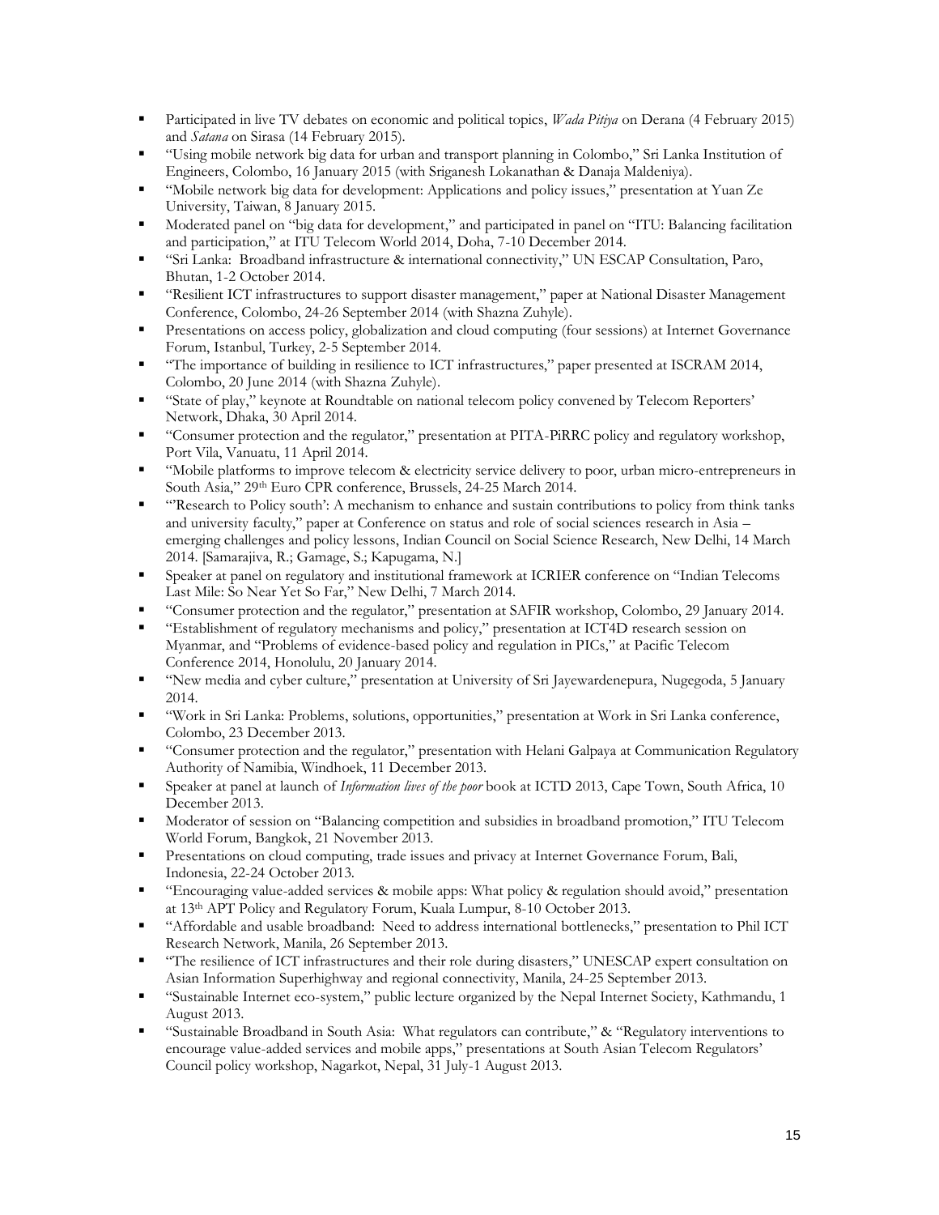- Participated in live TV debates on economic and political topics, *Wada Pitiya* on Derana (4 February 2015) and *Satana* on Sirasa (14 February 2015).
- "Using mobile network big data for urban and transport planning in Colombo," Sri Lanka Institution of Engineers, Colombo, 16 January 2015 (with Sriganesh Lokanathan & Danaja Maldeniya).
- "Mobile network big data for development: Applications and policy issues," presentation at Yuan Ze University, Taiwan, 8 January 2015.
- Moderated panel on "big data for development," and participated in panel on "ITU: Balancing facilitation and participation," at ITU Telecom World 2014, Doha, 7-10 December 2014.
- "Sri Lanka: Broadband infrastructure & international connectivity," UN ESCAP Consultation, Paro, Bhutan, 1-2 October 2014.
- "Resilient ICT infrastructures to support disaster management," paper at National Disaster Management Conference, Colombo, 24-26 September 2014 (with Shazna Zuhyle).
- Presentations on access policy, globalization and cloud computing (four sessions) at Internet Governance Forum, Istanbul, Turkey, 2-5 September 2014.
- "The importance of building in resilience to ICT infrastructures," paper presented at ISCRAM 2014, Colombo, 20 June 2014 (with Shazna Zuhyle).
- "State of play," keynote at Roundtable on national telecom policy convened by Telecom Reporters' Network, Dhaka, 30 April 2014.
- "Consumer protection and the regulator," presentation at PITA-PiRRC policy and regulatory workshop, Port Vila, Vanuatu, 11 April 2014.
- "Mobile platforms to improve telecom & electricity service delivery to poor, urban micro-entrepreneurs in South Asia," 29th Euro CPR conference, Brussels, 24-25 March 2014.
- "'Research to Policy south': A mechanism to enhance and sustain contributions to policy from think tanks and university faculty," paper at Conference on status and role of social sciences research in Asia – emerging challenges and policy lessons, Indian Council on Social Science Research, New Delhi, 14 March 2014. [Samarajiva, R.; Gamage, S.; Kapugama, N.]
- Speaker at panel on regulatory and institutional framework at ICRIER conference on "Indian Telecoms Last Mile: So Near Yet So Far," New Delhi, 7 March 2014.
- "Consumer protection and the regulator," presentation at SAFIR workshop, Colombo, 29 January 2014.
- "Establishment of regulatory mechanisms and policy," presentation at ICT4D research session on Myanmar, and "Problems of evidence-based policy and regulation in PICs," at Pacific Telecom Conference 2014, Honolulu, 20 January 2014.
- "New media and cyber culture," presentation at University of Sri Jayewardenepura, Nugegoda, 5 January 2014.
- "Work in Sri Lanka: Problems, solutions, opportunities," presentation at Work in Sri Lanka conference, Colombo, 23 December 2013.
- "Consumer protection and the regulator," presentation with Helani Galpaya at Communication Regulatory Authority of Namibia, Windhoek, 11 December 2013.
- Speaker at panel at launch of *Information lives of the poor* book at ICTD 2013, Cape Town, South Africa, 10 December 2013.
- Moderator of session on "Balancing competition and subsidies in broadband promotion," ITU Telecom World Forum, Bangkok, 21 November 2013.
- Presentations on cloud computing, trade issues and privacy at Internet Governance Forum, Bali, Indonesia, 22-24 October 2013.
- "Encouraging value-added services & mobile apps: What policy & regulation should avoid," presentation at 13th APT Policy and Regulatory Forum, Kuala Lumpur, 8-10 October 2013.
- "Affordable and usable broadband: Need to address international bottlenecks," presentation to Phil ICT Research Network, Manila, 26 September 2013.
- "The resilience of ICT infrastructures and their role during disasters," UNESCAP expert consultation on Asian Information Superhighway and regional connectivity, Manila, 24-25 September 2013.
- "Sustainable Internet eco-system," public lecture organized by the Nepal Internet Society, Kathmandu, 1 August 2013.
- "Sustainable Broadband in South Asia: What regulators can contribute," & "Regulatory interventions to encourage value-added services and mobile apps," presentations at South Asian Telecom Regulators' Council policy workshop, Nagarkot, Nepal, 31 July-1 August 2013.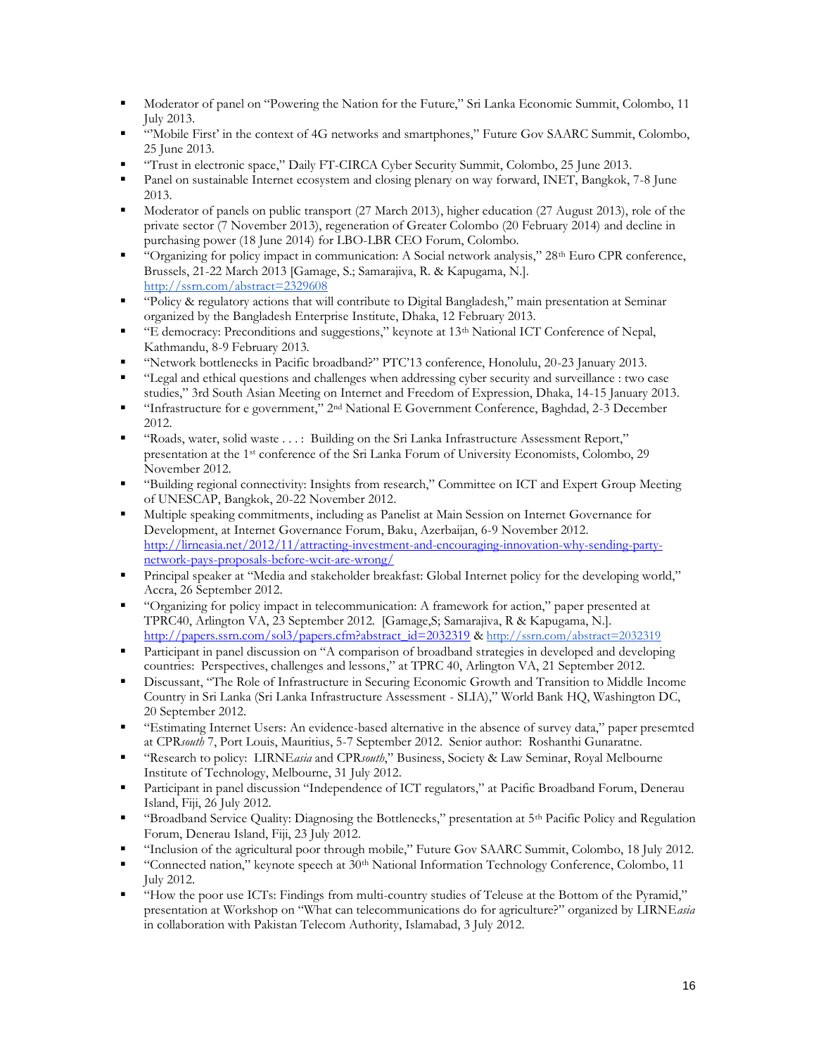- Moderator of panel on "Powering the Nation for the Future," Sri Lanka Economic Summit, Colombo, 11 July 2013.
- "'Mobile First' in the context of 4G networks and smartphones," Future Gov SAARC Summit, Colombo, 25 June 2013.
- "Trust in electronic space," Daily FT-CIRCA Cyber Security Summit, Colombo, 25 June 2013.
- Panel on sustainable Internet ecosystem and closing plenary on way forward, INET, Bangkok, 7-8 June 2013.
- Moderator of panels on public transport (27 March 2013), higher education (27 August 2013), role of the private sector (7 November 2013), regeneration of Greater Colombo (20 February 2014) and decline in purchasing power (18 June 2014) for LBO-LBR CEO Forum, Colombo.
- "Organizing for policy impact in communication: A Social network analysis," 28th Euro CPR conference, Brussels, 21-22 March 2013 [Gamage, S.; Samarajiva, R. & Kapugama, N.]. http://ssrn.com/abstract=2329608
- "Policy & regulatory actions that will contribute to Digital Bangladesh," main presentation at Seminar organized by the Bangladesh Enterprise Institute, Dhaka, 12 February 2013.
- "E democracy: Preconditions and suggestions," keynote at 13th National ICT Conference of Nepal, Kathmandu, 8-9 February 2013.
- "Network bottlenecks in Pacific broadband?" PTC'13 conference, Honolulu, 20-23 January 2013.
- "Legal and ethical questions and challenges when addressing cyber security and surveillance : two case studies," 3rd South Asian Meeting on Internet and Freedom of Expression, Dhaka, 14-15 January 2013.
- "Infrastructure for e government," 2nd National E Government Conference, Baghdad, 2-3 December 2012.
- "Roads, water, solid waste . . . : Building on the Sri Lanka Infrastructure Assessment Report," presentation at the 1st conference of the Sri Lanka Forum of University Economists, Colombo, 29 November 2012.
- "Building regional connectivity: Insights from research," Committee on ICT and Expert Group Meeting of UNESCAP, Bangkok, 20-22 November 2012.
- Multiple speaking commitments, including as Panelist at Main Session on Internet Governance for Development, at Internet Governance Forum, Baku, Azerbaijan, 6-9 November 2012. http://lirneasia.net/2012/11/attracting-investment-and-encouraging-innovation-why-sending-party-network-pays-proposals-before-wcit-are-wrong/
- Principal speaker at "Media and stakeholder breakfast: Global Internet policy for the developing world," Accra, 26 September 2012.
- "Organizing for policy impact in telecommunication: A framework for action," paper presented at TPRC40, Arlington VA, 23 September 2012. [Gamage,S; Samarajiva, R & Kapugama, N.]. http://papers.ssrn.com/sol3/papers.cfm?abstract_id=2032319 & http://ssrn.com/abstract=2032319
- Participant in panel discussion on "A comparison of broadband strategies in developed and developing countries: Perspectives, challenges and lessons," at TPRC 40, Arlington VA, 21 September 2012.
- Discussant, "The Role of Infrastructure in Securing Economic Growth and Transition to Middle Income Country in Sri Lanka (Sri Lanka Infrastructure Assessment - SLIA)," World Bank HQ, Washington DC, 20 September 2012.
- "Estimating Internet Users: An evidence-based alternative in the absence of survey data," paper presemted at CPR*south* 7, Port Louis, Mauritius, 5-7 September 2012. Senior author: Roshanthi Gunaratne.
- "Research to policy: LIRNE*asia* and CPR*south*," Business, Society & Law Seminar, Royal Melbourne Institute of Technology, Melbourne, 31 July 2012.
- Participant in panel discussion "Independence of ICT regulators," at Pacific Broadband Forum, Denerau Island, Fiji, 26 July 2012.
- "Broadband Service Quality: Diagnosing the Bottlenecks," presentation at 5th Pacific Policy and Regulation Forum, Denerau Island, Fiji, 23 July 2012.
- "Inclusion of the agricultural poor through mobile," Future Gov SAARC Summit, Colombo, 18 July 2012.
- "Connected nation," keynote speech at 30th National Information Technology Conference, Colombo, 11 July 2012.
- "How the poor use ICTs: Findings from multi-country studies of Teleuse at the Bottom of the Pyramid," presentation at Workshop on "What can telecommunications do for agriculture?" organized by LIRNE*asia* in collaboration with Pakistan Telecom Authority, Islamabad, 3 July 2012.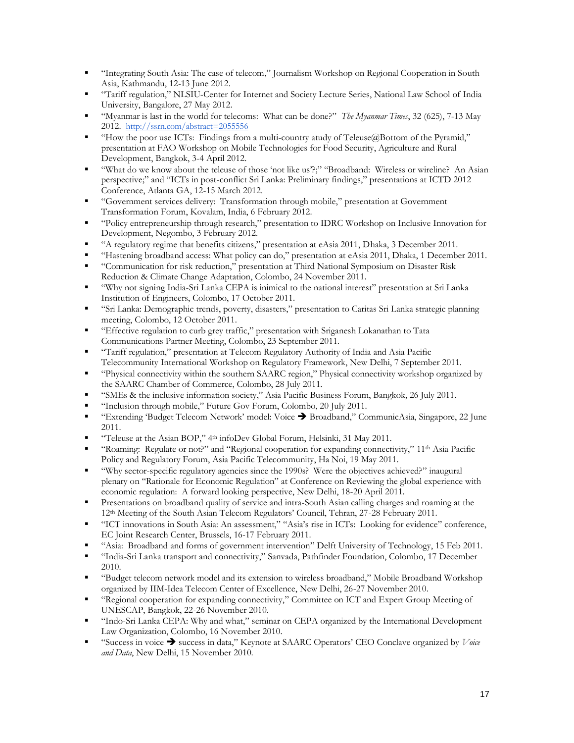- "Integrating South Asia: The case of telecom," Journalism Workshop on Regional Cooperation in South Asia, Kathmandu, 12-13 June 2012.
- "Tariff regulation," NLSIU-Center for Internet and Society Lecture Series, National Law School of India University, Bangalore, 27 May 2012.
- "Myanmar is last in the world for telecoms: What can be done?" *The Myanmar Times*, 32 (625), 7-13 May 2012. http://ssrn.com/abstract=2055556
- "How the poor use ICTs: Findings from a multi-country atudy of Teleuse@Bottom of the Pyramid," presentation at FAO Workshop on Mobile Technologies for Food Security, Agriculture and Rural Development, Bangkok, 3-4 April 2012.
- "What do we know about the teleuse of those 'not like us'?;" "Broadband: Wireless or wireline? An Asian perspective;" and "ICTs in post-conflict Sri Lanka: Preliminary findings," presentations at ICTD 2012 Conference, Atlanta GA, 12-15 March 2012.
- "Government services delivery: Transformation through mobile," presentation at Government Transformation Forum, Kovalam, India, 6 February 2012.
- "Policy entrepreneurship through research," presentation to IDRC Workshop on Inclusive Innovation for Development, Negombo, 3 February 2012.
- "A regulatory regime that benefits citizens," presentation at eAsia 2011, Dhaka, 3 December 2011.
- "Hastening broadband access: What policy can do," presentation at eAsia 2011, Dhaka, 1 December 2011.
- "Communication for risk reduction," presentation at Third National Symposium on Disaster Risk Reduction & Climate Change Adaptation, Colombo, 24 November 2011.
- "Why not signing India-Sri Lanka CEPA is inimical to the national interest" presentation at Sri Lanka Institution of Engineers, Colombo, 17 October 2011.
- "Sri Lanka: Demographic trends, poverty, disasters," presentation to Caritas Sri Lanka strategic planning meeting, Colombo, 12 October 2011.
- "Effective regulation to curb grey traffic," presentation with Sriganesh Lokanathan to Tata Communications Partner Meeting, Colombo, 23 September 2011.
- "Tariff regulation," presentation at Telecom Regulatory Authority of India and Asia Pacific Telecommunity International Workshop on Regulatory Framework, New Delhi, 7 September 2011.
- "Physical connectivity within the southern SAARC region," Physical connectivity workshop organized by the SAARC Chamber of Commerce, Colombo, 28 July 2011.
- "SMEs & the inclusive information society," Asia Pacific Business Forum, Bangkok, 26 July 2011.
- "Inclusion through mobile," Future Gov Forum, Colombo, 20 July 2011.
- "Extending 'Budget Telecom Network' model: Voice ➔ Broadband," CommunicAsia, Singapore, 22 June 2011.
- "Teleuse at the Asian BOP," 4th infoDev Global Forum, Helsinki, 31 May 2011.
- "Roaming: Regulate or not?" and "Regional cooperation for expanding connectivity," 11th Asia Pacific Policy and Regulatory Forum, Asia Pacific Telecommunity, Ha Noi, 19 May 2011.
- "Why sector-specific regulatory agencies since the 1990s? Were the objectives achieved?" inaugural plenary on "Rationale for Economic Regulation" at Conference on Reviewing the global experience with economic regulation: A forward looking perspective, New Delhi, 18-20 April 2011.
- Presentations on broadband quality of service and intra-South Asian calling charges and roaming at the 12th Meeting of the South Asian Telecom Regulators' Council, Tehran, 27-28 February 2011.
- "ICT innovations in South Asia: An assessment," "Asia's rise in ICTs: Looking for evidence" conference, EC Joint Research Center, Brussels, 16-17 February 2011.
- "Asia: Broadband and forms of government intervention" Delft University of Technology, 15 Feb 2011.
- "India-Sri Lanka transport and connectivity," Sanvada, Pathfinder Foundation, Colombo, 17 December 2010.
- "Budget telecom network model and its extension to wireless broadband," Mobile Broadband Workshop organized by IIM-Idea Telecom Center of Excellence, New Delhi, 26-27 November 2010.
- "Regional cooperation for expanding connectivity," Committee on ICT and Expert Group Meeting of UNESCAP, Bangkok, 22-26 November 2010.
- "Indo-Sri Lanka CEPA: Why and what," seminar on CEPA organized by the International Development Law Organization, Colombo, 16 November 2010.
- "Success in voice ➔ success in data," Keynote at SAARC Operators' CEO Conclave organized by *Voice and Data*, New Delhi, 15 November 2010.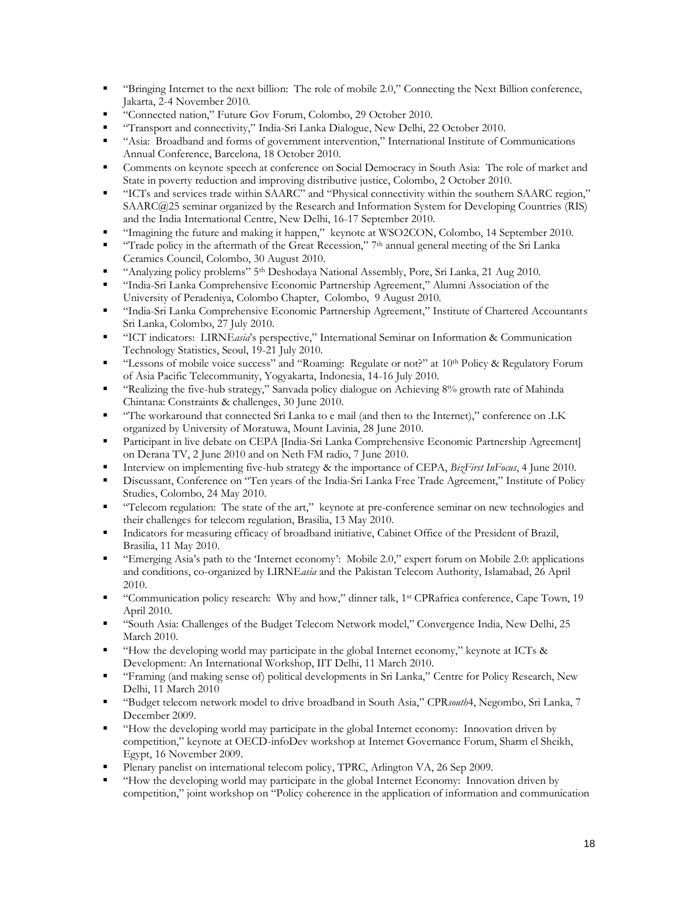- "Bringing Internet to the next billion: The role of mobile 2.0," Connecting the Next Billion conference, Jakarta, 2-4 November 2010.
- "Connected nation," Future Gov Forum, Colombo, 29 October 2010.
- "Transport and connectivity," India-Sri Lanka Dialogue, New Delhi, 22 October 2010.
- "Asia: Broadband and forms of government intervention," International Institute of Communications Annual Conference, Barcelona, 18 October 2010.
- Comments on keynote speech at conference on Social Democracy in South Asia: The role of market and State in poverty reduction and improving distributive justice, Colombo, 2 October 2010.
- "ICTs and services trade within SAARC" and "Physical connectivity within the southern SAARC region," SAARC@25 seminar organized by the Research and Information System for Developing Countries (RIS) and the India International Centre, New Delhi, 16-17 September 2010.
- "Imagining the future and making it happen," keynote at WSO2CON, Colombo, 14 September 2010.
- "Trade policy in the aftermath of the Great Recession," 7th annual general meeting of the Sri Lanka Ceramics Council, Colombo, 30 August 2010.
- "Analyzing policy problems" 5th Deshodaya National Assembly, Pore, Sri Lanka, 21 Aug 2010.
- "India-Sri Lanka Comprehensive Economic Partnership Agreement," Alumni Association of the University of Peradeniya, Colombo Chapter, Colombo, 9 August 2010.
- "India-Sri Lanka Comprehensive Economic Partnership Agreement," Institute of Chartered Accountants Sri Lanka, Colombo, 27 July 2010.
- "ICT indicators: LIRNE*asia*'s perspective," International Seminar on Information & Communication Technology Statistics, Seoul, 19-21 July 2010.
- "Lessons of mobile voice success" and "Roaming: Regulate or not?" at 10th Policy & Regulatory Forum of Asia Pacific Telecommunity, Yogyakarta, Indonesia, 14-16 July 2010.
- "Realizing the five-hub strategy," Sanvada policy dialogue on Achieving 8% growth rate of Mahinda Chintana: Constraints & challenges, 30 June 2010.
- "The workaround that connected Sri Lanka to e mail (and then to the Internet)," conference on .LK organized by University of Moratuwa, Mount Lavinia, 28 June 2010.
- Participant in live debate on CEPA [India-Sri Lanka Comprehensive Economic Partnership Agreement] on Derana TV, 2 June 2010 and on Neth FM radio, 7 June 2010.
- Interview on implementing five-hub strategy & the importance of CEPA, *BizFirst InFocus*, 4 June 2010.
- Discussant, Conference on "Ten years of the India-Sri Lanka Free Trade Agreement," Institute of Policy Studies, Colombo, 24 May 2010.
- "Telecom regulation: The state of the art," keynote at pre-conference seminar on new technologies and their challenges for telecom regulation, Brasilia, 13 May 2010.
- Indicators for measuring efficacy of broadband initiative, Cabinet Office of the President of Brazil, Brasilia, 11 May 2010.
- "Emerging Asia's path to the 'Internet economy': Mobile 2.0," expert forum on Mobile 2.0: applications and conditions, co-organized by LIRNE*asia* and the Pakistan Telecom Authority, Islamabad, 26 April 2010.
- "Communication policy research: Why and how," dinner talk, 1st CPRafrica conference, Cape Town, 19 April 2010.
- "South Asia: Challenges of the Budget Telecom Network model," Convergence India, New Delhi, 25 March 2010.
- "How the developing world may participate in the global Internet economy," keynote at ICTs & Development: An International Workshop, IIT Delhi, 11 March 2010.
- "Framing (and making sense of) political developments in Sri Lanka," Centre for Policy Research, New Delhi, 11 March 2010
- "Budget telecom network model to drive broadband in South Asia," CPR*south*4, Negombo, Sri Lanka, 7 December 2009.
- "How the developing world may participate in the global Internet economy: Innovation driven by competition," keynote at OECD-infoDev workshop at Internet Governance Forum, Sharm el Sheikh, Egypt, 16 November 2009.
- Plenary panelist on international telecom policy, TPRC, Arlington VA, 26 Sep 2009.
- "How the developing world may participate in the global Internet Economy: Innovation driven by competition," joint workshop on "Policy coherence in the application of information and communication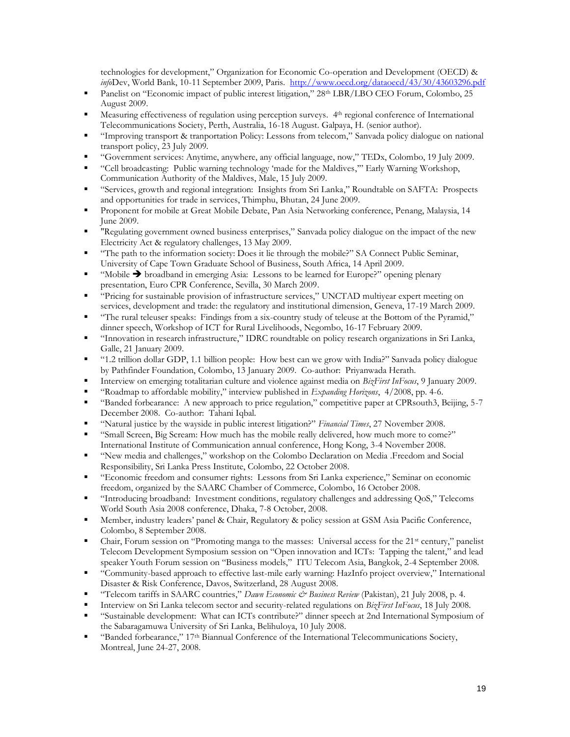technologies for development," Organization for Economic Co-operation and Development (OECD) & *info*Dev, World Bank, 10-11 September 2009, Paris. http://www.oecd.org/dataoecd/43/30/43603296.pdf

- Panelist on "Economic impact of public interest litigation," 28th LBR/LBO CEO Forum, Colombo, 25 August 2009.
- Measuring effectiveness of regulation using perception surveys. 4th regional conference of International Telecommunications Society, Perth, Australia, 16-18 August. Galpaya, H. (senior author).
- "Improving transport & tranportation Policy: Lessons from telecom," Sanvada policy dialogue on national transport policy, 23 July 2009.
- "Government services: Anytime, anywhere, any official language, now," TEDx, Colombo, 19 July 2009.
- "Cell broadcasting: Public warning technology 'made for the Maldives,'" Early Warning Workshop, Communication Authority of the Maldives, Male, 15 July 2009.
- "Services, growth and regional integration: Insights from Sri Lanka," Roundtable on SAFTA: Prospects and opportunities for trade in services, Thimphu, Bhutan, 24 June 2009.
- Proponent for mobile at Great Mobile Debate, Pan Asia Networking conference, Penang, Malaysia, 14 June 2009.
- "Regulating government owned business enterprises," Sanvada policy dialogue on the impact of the new Electricity Act & regulatory challenges, 13 May 2009.
- "The path to the information society: Does it lie through the mobile?" SA Connect Public Seminar, University of Cape Town Graduate School of Business, South Africa, 14 April 2009.
- "Mobile ➔ broadband in emerging Asia: Lessons to be learned for Europe?" opening plenary presentation, Euro CPR Conference, Sevilla, 30 March 2009.
- "Pricing for sustainable provision of infrastructure services," UNCTAD multiyear expert meeting on services, development and trade: the regulatory and institutional dimension, Geneva, 17-19 March 2009.
- "The rural teleuser speaks: Findings from a six-country study of teleuse at the Bottom of the Pyramid," dinner speech, Workshop of ICT for Rural Livelihoods, Negombo, 16-17 February 2009.
- "Innovation in research infrastructure," IDRC roundtable on policy research organizations in Sri Lanka, Galle, 21 January 2009.
- "1.2 trillion dollar GDP, 1.1 billion people: How best can we grow with India?" Sanvada policy dialogue by Pathfinder Foundation, Colombo, 13 January 2009. Co-author: Priyanwada Herath.
- Interview on emerging totalitarian culture and violence against media on *BizFirst InFocus*, 9 January 2009.
- "Roadmap to affordable mobility," interview published in *Expanding Horizons*, 4/2008, pp. 4-6.
- "Banded forbearance: A new approach to price regulation," competitive paper at CPRsouth3, Beijing, 5-7 December 2008. Co-author: Tahani Iqbal.
- "Natural justice by the wayside in public interest litigation?" *Financial Times*, 27 November 2008.
- "Small Screen, Big Scream: How much has the mobile really delivered, how much more to come?" International Institute of Communication annual conference, Hong Kong, 3-4 November 2008.
- "New media and challenges," workshop on the Colombo Declaration on Media .Freedom and Social Responsibility, Sri Lanka Press Institute, Colombo, 22 October 2008.
- "Economic freedom and consumer rights: Lessons from Sri Lanka experience," Seminar on economic freedom, organized by the SAARC Chamber of Commerce, Colombo, 16 October 2008.
- "Introducing broadband: Investment conditions, regulatory challenges and addressing QoS," Telecoms World South Asia 2008 conference, Dhaka, 7-8 October, 2008.
- Member, industry leaders' panel & Chair, Regulatory & policy session at GSM Asia Pacific Conference, Colombo, 8 September 2008.
- Chair, Forum session on "Promoting manga to the masses: Universal access for the 21st century," panelist Telecom Development Symposium session on "Open innovation and ICTs: Tapping the talent," and lead speaker Youth Forum session on "Business models," ITU Telecom Asia, Bangkok, 2-4 September 2008.
- "Community-based approach to effective last-mile early warning: HazInfo project overview," International Disaster & Risk Conference, Davos, Switzerland, 28 August 2008.
- "Telecom tariffs in SAARC countries," *Dawn Economic & Business Review* (Pakistan), 21 July 2008, p. 4.
- Interview on Sri Lanka telecom sector and security-related regulations on *BizFirst InFocus*, 18 July 2008.
- "Sustainable development: What can ICTs contribute?" dinner speech at 2nd International Symposium of the Sabaragamuwa University of Sri Lanka, Belihuloya, 10 July 2008.
- "Banded forbearance," 17th Biannual Conference of the International Telecommunications Society, Montreal, June 24-27, 2008.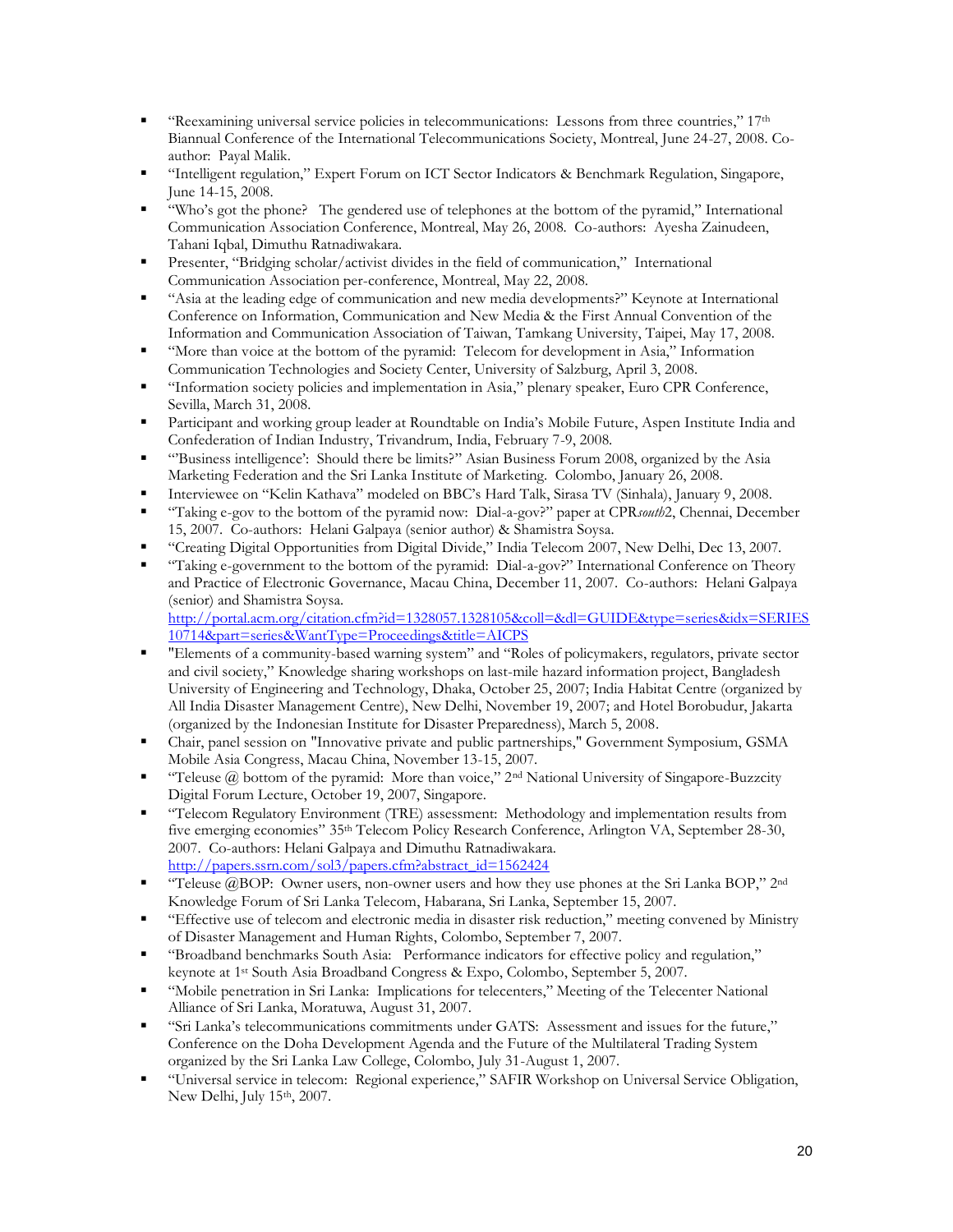- "Reexamining universal service policies in telecommunications: Lessons from three countries," 17th Biannual Conference of the International Telecommunications Society, Montreal, June 24-27, 2008. Co-author: Payal Malik.
- "Intelligent regulation," Expert Forum on ICT Sector Indicators & Benchmark Regulation, Singapore, June 14-15, 2008.
- "Who's got the phone? The gendered use of telephones at the bottom of the pyramid," International Communication Association Conference, Montreal, May 26, 2008. Co-authors: Ayesha Zainudeen, Tahani Iqbal, Dimuthu Ratnadiwakara.
- Presenter, "Bridging scholar/activist divides in the field of communication," International Communication Association per-conference, Montreal, May 22, 2008.
- "Asia at the leading edge of communication and new media developments?" Keynote at International Conference on Information, Communication and New Media & the First Annual Convention of the Information and Communication Association of Taiwan, Tamkang University, Taipei, May 17, 2008.
- "More than voice at the bottom of the pyramid: Telecom for development in Asia," Information Communication Technologies and Society Center, University of Salzburg, April 3, 2008.
- "Information society policies and implementation in Asia," plenary speaker, Euro CPR Conference, Sevilla, March 31, 2008.
- Participant and working group leader at Roundtable on India's Mobile Future, Aspen Institute India and Confederation of Indian Industry, Trivandrum, India, February 7-9, 2008.
- "'Business intelligence': Should there be limits?" Asian Business Forum 2008, organized by the Asia Marketing Federation and the Sri Lanka Institute of Marketing. Colombo, January 26, 2008.
- Interviewee on "Kelin Kathava" modeled on BBC's Hard Talk, Sirasa TV (Sinhala), January 9, 2008.
- "Taking e-gov to the bottom of the pyramid now: Dial-a-gov?" paper at CPR*south*2, Chennai, December 15, 2007. Co-authors: Helani Galpaya (senior author) & Shamistra Soysa.
- "Creating Digital Opportunities from Digital Divide," India Telecom 2007, New Delhi, Dec 13, 2007.
- "Taking e-government to the bottom of the pyramid: Dial-a-gov?" International Conference on Theory and Practice of Electronic Governance, Macau China, December 11, 2007. Co-authors: Helani Galpaya (senior) and Shamistra Soysa. [http://portal.acm.org/citation.cfm?id=1328057.1328105&coll=&dl=GUIDE&type=series&idx=SERIES10714&part=series&WantType=Proceedings&title=AICPS](http://portal.acm.org/citation.cfm?id=1328057.1328105&coll=&dl=GUIDE&type=series&idx=SERIES10714&part=series&WantType=Proceedings&title=AICPS)
- "Elements of a community-based warning system" and "Roles of policymakers, regulators, private sector and civil society," Knowledge sharing workshops on last-mile hazard information project, Bangladesh University of Engineering and Technology, Dhaka, October 25, 2007; India Habitat Centre (organized by All India Disaster Management Centre), New Delhi, November 19, 2007; and Hotel Borobudur, Jakarta (organized by the Indonesian Institute for Disaster Preparedness), March 5, 2008.
- Chair, panel session on "Innovative private and public partnerships," Government Symposium, GSMA Mobile Asia Congress, Macau China, November 13-15, 2007.
- "Teleuse @ bottom of the pyramid: More than voice," 2nd National University of Singapore-Buzzcity Digital Forum Lecture, October 19, 2007, Singapore.
- "Telecom Regulatory Environment (TRE) assessment: Methodology and implementation results from five emerging economies" 35th Telecom Policy Research Conference, Arlington VA, September 28-30, 2007. Co-authors: Helani Galpaya and Dimuthu Ratnadiwakara. [http://papers.ssrn.com/sol3/papers.cfm?abstract_id=1562424](http://papers.ssrn.com/sol3/papers.cfm?abstract_id=1562424)
- "Teleuse @BOP: Owner users, non-owner users and how they use phones at the Sri Lanka BOP," 2nd Knowledge Forum of Sri Lanka Telecom, Habarana, Sri Lanka, September 15, 2007.
- "Effective use of telecom and electronic media in disaster risk reduction," meeting convened by Ministry of Disaster Management and Human Rights, Colombo, September 7, 2007.
- "Broadband benchmarks South Asia: Performance indicators for effective policy and regulation," keynote at 1st South Asia Broadband Congress & Expo, Colombo, September 5, 2007.
- "Mobile penetration in Sri Lanka: Implications for telecenters," Meeting of the Telecenter National Alliance of Sri Lanka, Moratuwa, August 31, 2007.
- "Sri Lanka's telecommunications commitments under GATS: Assessment and issues for the future," Conference on the Doha Development Agenda and the Future of the Multilateral Trading System organized by the Sri Lanka Law College, Colombo, July 31-August 1, 2007.
- "Universal service in telecom: Regional experience," SAFIR Workshop on Universal Service Obligation, New Delhi, July 15th, 2007.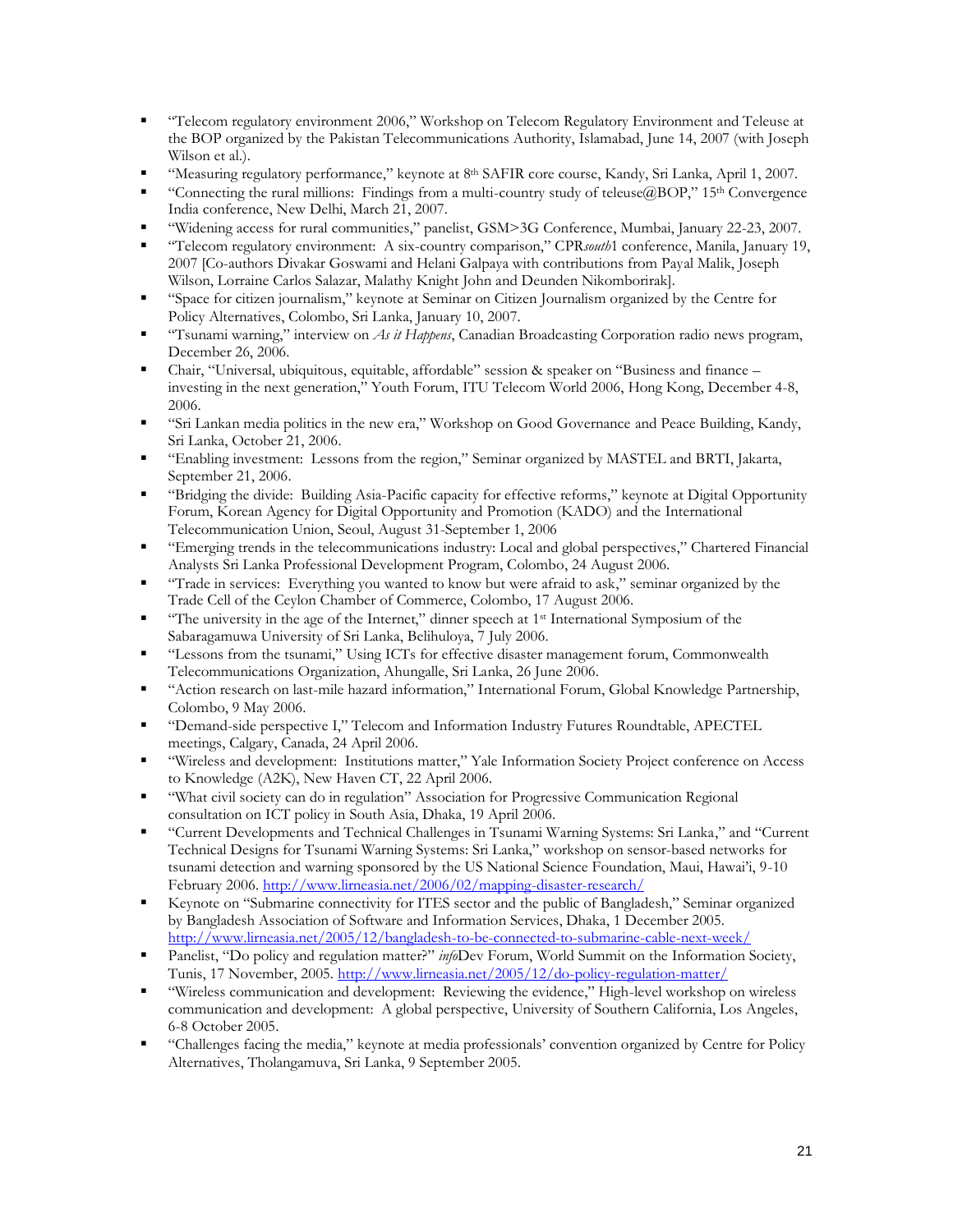- "Telecom regulatory environment 2006," Workshop on Telecom Regulatory Environment and Teleuse at the BOP organized by the Pakistan Telecommunications Authority, Islamabad, June 14, 2007 (with Joseph Wilson et al.).
- "Measuring regulatory performance," keynote at 8th SAFIR core course, Kandy, Sri Lanka, April 1, 2007.
- "Connecting the rural millions: Findings from a multi-country study of teleuse@BOP," 15th Convergence India conference, New Delhi, March 21, 2007.
- "Widening access for rural communities," panelist, GSM>3G Conference, Mumbai, January 22-23, 2007.
- "Telecom regulatory environment: A six-country comparison," CPR*south*1 conference, Manila, January 19, 2007 [Co-authors Divakar Goswami and Helani Galpaya with contributions from Payal Malik, Joseph Wilson, Lorraine Carlos Salazar, Malathy Knight John and Deunden Nikomborirak].
- "Space for citizen journalism," keynote at Seminar on Citizen Journalism organized by the Centre for Policy Alternatives, Colombo, Sri Lanka, January 10, 2007.
- "Tsunami warning," interview on *As it Happens*, Canadian Broadcasting Corporation radio news program, December 26, 2006.
- Chair, "Universal, ubiquitous, equitable, affordable" session & speaker on "Business and finance – investing in the next generation," Youth Forum, ITU Telecom World 2006, Hong Kong, December 4-8, 2006.
- "Sri Lankan media politics in the new era," Workshop on Good Governance and Peace Building, Kandy, Sri Lanka, October 21, 2006.
- "Enabling investment: Lessons from the region," Seminar organized by MASTEL and BRTI, Jakarta, September 21, 2006.
- "Bridging the divide: Building Asia-Pacific capacity for effective reforms," keynote at Digital Opportunity Forum, Korean Agency for Digital Opportunity and Promotion (KADO) and the International Telecommunication Union, Seoul, August 31-September 1, 2006
- "Emerging trends in the telecommunications industry: Local and global perspectives," Chartered Financial Analysts Sri Lanka Professional Development Program, Colombo, 24 August 2006.
- "Trade in services: Everything you wanted to know but were afraid to ask," seminar organized by the Trade Cell of the Ceylon Chamber of Commerce, Colombo, 17 August 2006.
- "The university in the age of the Internet," dinner speech at 1st International Symposium of the Sabaragamuwa University of Sri Lanka, Belihuloya, 7 July 2006.
- "Lessons from the tsunami," Using ICTs for effective disaster management forum, Commonwealth Telecommunications Organization, Ahungalle, Sri Lanka, 26 June 2006.
- "Action research on last-mile hazard information," International Forum, Global Knowledge Partnership, Colombo, 9 May 2006.
- "Demand-side perspective I," Telecom and Information Industry Futures Roundtable, APECTEL meetings, Calgary, Canada, 24 April 2006.
- "Wireless and development: Institutions matter," Yale Information Society Project conference on Access to Knowledge (A2K), New Haven CT, 22 April 2006.
- "What civil society can do in regulation" Association for Progressive Communication Regional consultation on ICT policy in South Asia, Dhaka, 19 April 2006.
- "Current Developments and Technical Challenges in Tsunami Warning Systems: Sri Lanka," and "Current Technical Designs for Tsunami Warning Systems: Sri Lanka," workshop on sensor-based networks for tsunami detection and warning sponsored by the US National Science Foundation, Maui, Hawai'i, 9-10 February 2006. http://www.lirneasia.net/2006/02/mapping-disaster-research/
- Keynote on "Submarine connectivity for ITES sector and the public of Bangladesh," Seminar organized by Bangladesh Association of Software and Information Services, Dhaka, 1 December 2005. http://www.lirneasia.net/2005/12/bangladesh-to-be-connected-to-submarine-cable-next-week/
- Panelist, "Do policy and regulation matter?" *info*Dev Forum, World Summit on the Information Society, Tunis, 17 November, 2005. http://www.lirneasia.net/2005/12/do-policy-regulation-matter/
- "Wireless communication and development: Reviewing the evidence," High-level workshop on wireless communication and development: A global perspective, University of Southern California, Los Angeles, 6-8 October 2005.
- "Challenges facing the media," keynote at media professionals' convention organized by Centre for Policy Alternatives, Tholangamuva, Sri Lanka, 9 September 2005.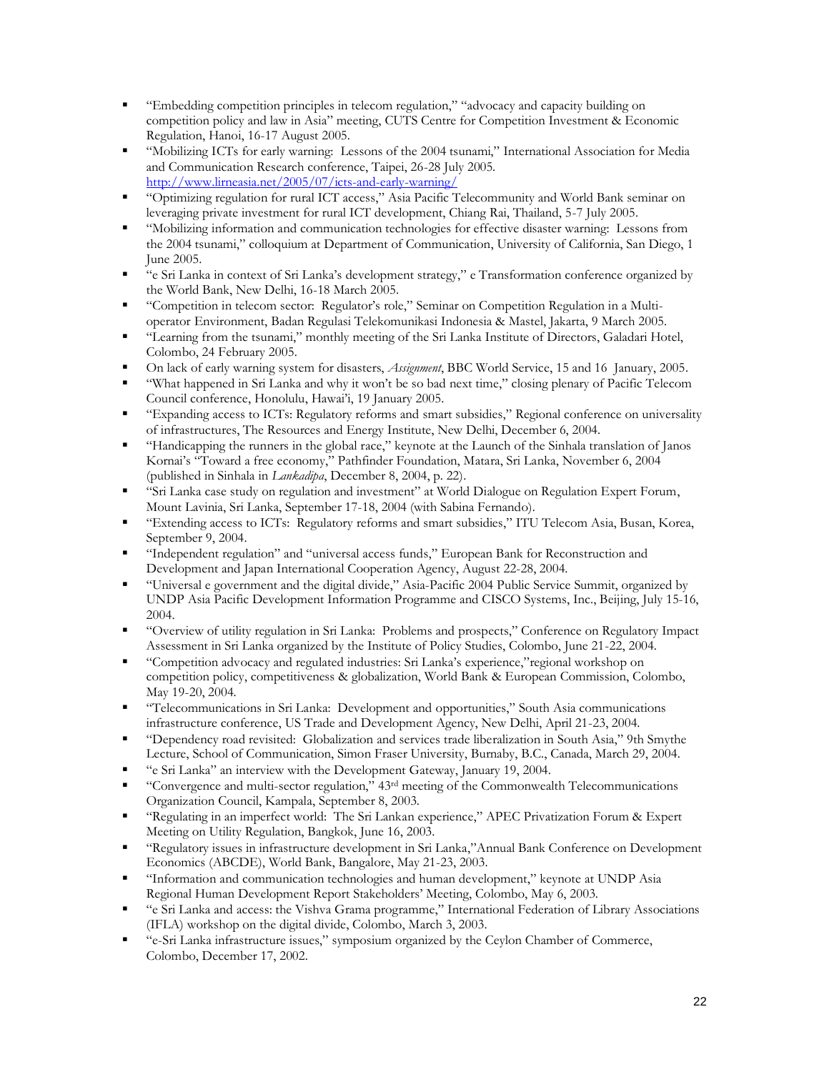- "Embedding competition principles in telecom regulation," "advocacy and capacity building on competition policy and law in Asia" meeting, CUTS Centre for Competition Investment & Economic Regulation, Hanoi, 16-17 August 2005.
- "Mobilizing ICTs for early warning: Lessons of the 2004 tsunami," International Association for Media and Communication Research conference, Taipei, 26-28 July 2005. http://www.lirneasia.net/2005/07/icts-and-early-warning/
- "Optimizing regulation for rural ICT access," Asia Pacific Telecommunity and World Bank seminar on leveraging private investment for rural ICT development, Chiang Rai, Thailand, 5-7 July 2005.
- "Mobilizing information and communication technologies for effective disaster warning: Lessons from the 2004 tsunami," colloquium at Department of Communication, University of California, San Diego, 1 June 2005.
- "e Sri Lanka in context of Sri Lanka's development strategy," e Transformation conference organized by the World Bank, New Delhi, 16-18 March 2005.
- "Competition in telecom sector: Regulator's role," Seminar on Competition Regulation in a Multi-operator Environment, Badan Regulasi Telekomunikasi Indonesia & Mastel, Jakarta, 9 March 2005.
- "Learning from the tsunami," monthly meeting of the Sri Lanka Institute of Directors, Galadari Hotel, Colombo, 24 February 2005.
- On lack of early warning system for disasters, *Assignment*, BBC World Service, 15 and 16 January, 2005.
- "What happened in Sri Lanka and why it won't be so bad next time," closing plenary of Pacific Telecom Council conference, Honolulu, Hawai'i, 19 January 2005.
- "Expanding access to ICTs: Regulatory reforms and smart subsidies," Regional conference on universality of infrastructures, The Resources and Energy Institute, New Delhi, December 6, 2004.
- "Handicapping the runners in the global race," keynote at the Launch of the Sinhala translation of Janos Kornai's "Toward a free economy," Pathfinder Foundation, Matara, Sri Lanka, November 6, 2004 (published in Sinhala in *Lankadipa*, December 8, 2004, p. 22).
- "Sri Lanka case study on regulation and investment" at World Dialogue on Regulation Expert Forum, Mount Lavinia, Sri Lanka, September 17-18, 2004 (with Sabina Fernando).
- "Extending access to ICTs: Regulatory reforms and smart subsidies," ITU Telecom Asia, Busan, Korea, September 9, 2004.
- "Independent regulation" and "universal access funds," European Bank for Reconstruction and Development and Japan International Cooperation Agency, August 22-28, 2004.
- "Universal e government and the digital divide," Asia-Pacific 2004 Public Service Summit, organized by UNDP Asia Pacific Development Information Programme and CISCO Systems, Inc., Beijing, July 15-16, 2004.
- "Overview of utility regulation in Sri Lanka: Problems and prospects," Conference on Regulatory Impact Assessment in Sri Lanka organized by the Institute of Policy Studies, Colombo, June 21-22, 2004.
- "Competition advocacy and regulated industries: Sri Lanka's experience,"regional workshop on competition policy, competitiveness & globalization, World Bank & European Commission, Colombo, May 19-20, 2004.
- "Telecommunications in Sri Lanka: Development and opportunities," South Asia communications infrastructure conference, US Trade and Development Agency, New Delhi, April 21-23, 2004.
- "Dependency road revisited: Globalization and services trade liberalization in South Asia," 9th Smythe Lecture, School of Communication, Simon Fraser University, Burnaby, B.C., Canada, March 29, 2004.
- "e Sri Lanka" an interview with the Development Gateway, January 19, 2004.
- "Convergence and multi-sector regulation," 43rd meeting of the Commonwealth Telecommunications Organization Council, Kampala, September 8, 2003.
- "Regulating in an imperfect world: The Sri Lankan experience," APEC Privatization Forum & Expert Meeting on Utility Regulation, Bangkok, June 16, 2003.
- "Regulatory issues in infrastructure development in Sri Lanka,"Annual Bank Conference on Development Economics (ABCDE), World Bank, Bangalore, May 21-23, 2003.
- "Information and communication technologies and human development," keynote at UNDP Asia Regional Human Development Report Stakeholders' Meeting, Colombo, May 6, 2003.
- "e Sri Lanka and access: the Vishva Grama programme," International Federation of Library Associations (IFLA) workshop on the digital divide, Colombo, March 3, 2003.
- "e-Sri Lanka infrastructure issues," symposium organized by the Ceylon Chamber of Commerce, Colombo, December 17, 2002.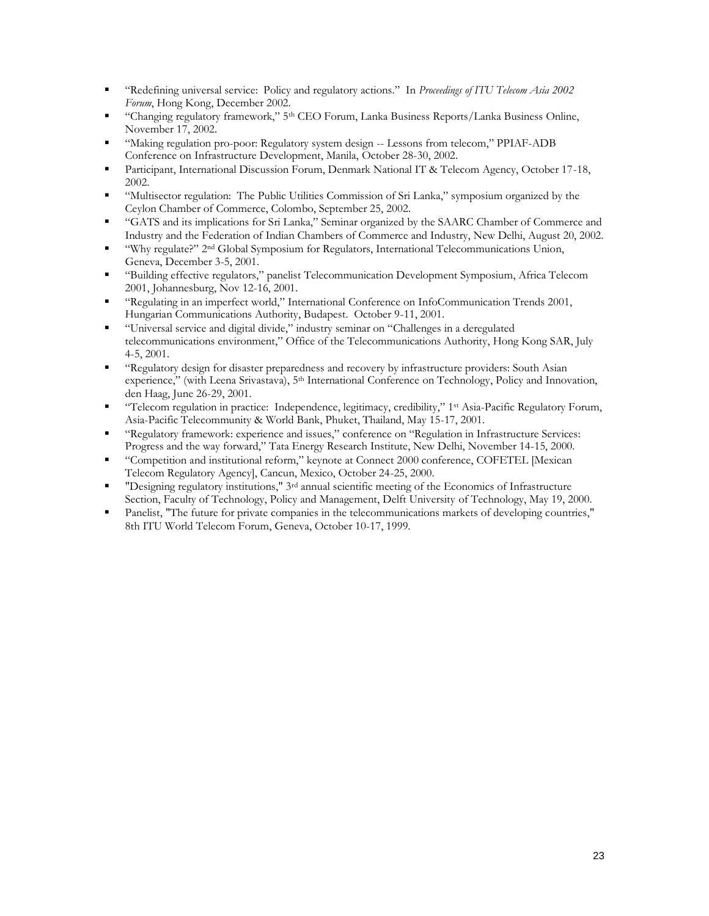- "Redefining universal service: Policy and regulatory actions." In *Proceedings of ITU Telecom Asia 2002 Forum*, Hong Kong, December 2002.
- "Changing regulatory framework," 5th CEO Forum, Lanka Business Reports/Lanka Business Online, November 17, 2002.
- "Making regulation pro-poor: Regulatory system design -- Lessons from telecom," PPIAF-ADB Conference on Infrastructure Development, Manila, October 28-30, 2002.
- Participant, International Discussion Forum, Denmark National IT & Telecom Agency, October 17-18, 2002.
- "Multisector regulation: The Public Utilities Commission of Sri Lanka," symposium organized by the Ceylon Chamber of Commerce, Colombo, September 25, 2002.
- "GATS and its implications for Sri Lanka," Seminar organized by the SAARC Chamber of Commerce and Industry and the Federation of Indian Chambers of Commerce and Industry, New Delhi, August 20, 2002.
- "Why regulate?" 2nd Global Symposium for Regulators, International Telecommunications Union, Geneva, December 3-5, 2001.
- "Building effective regulators," panelist Telecommunication Development Symposium, Africa Telecom 2001, Johannesburg, Nov 12-16, 2001.
- "Regulating in an imperfect world," International Conference on InfoCommunication Trends 2001, Hungarian Communications Authority, Budapest. October 9-11, 2001.
- "Universal service and digital divide," industry seminar on "Challenges in a deregulated telecommunications environment," Office of the Telecommunications Authority, Hong Kong SAR, July 4-5, 2001.
- "Regulatory design for disaster preparedness and recovery by infrastructure providers: South Asian experience," (with Leena Srivastava), 5th International Conference on Technology, Policy and Innovation, den Haag, June 26-29, 2001.
- "Telecom regulation in practice: Independence, legitimacy, credibility," 1st Asia-Pacific Regulatory Forum, Asia-Pacific Telecommunity & World Bank, Phuket, Thailand, May 15-17, 2001.
- "Regulatory framework: experience and issues," conference on "Regulation in Infrastructure Services: Progress and the way forward," Tata Energy Research Institute, New Delhi, November 14-15, 2000.
- "Competition and institutional reform," keynote at Connect 2000 conference, COFETEL [Mexican Telecom Regulatory Agency], Cancun, Mexico, October 24-25, 2000.
- "Designing regulatory institutions," 3rd annual scientific meeting of the Economics of Infrastructure Section, Faculty of Technology, Policy and Management, Delft University of Technology, May 19, 2000.
- Panelist, "The future for private companies in the telecommunications markets of developing countries," 8th ITU World Telecom Forum, Geneva, October 10-17, 1999.